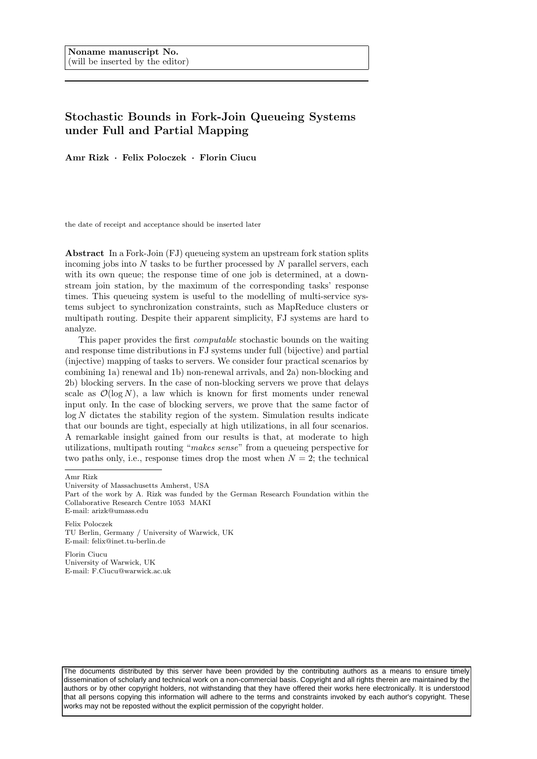Noname manuscript No.
(will be inserted by the editor)

# Stochastic Bounds in Fork-Join Queueing Systems under Full and Partial Mapping

**Amr Rizk · Felix Poloczek · Florin Ciucu**

the date of receipt and acceptance should be inserted later

**Abstract** In a Fork-Join (FJ) queueing system an upstream fork station splits incoming jobs into $N$ tasks to be further processed by $N$ parallel servers, each with its own queue; the response time of one job is determined, at a downstream join station, by the maximum of the corresponding tasks' response times. This queueing system is useful to the modelling of multi-service systems subject to synchronization constraints, such as MapReduce clusters or multipath routing. Despite their apparent simplicity, FJ systems are hard to analyze.

This paper provides the first *computable* stochastic bounds on the waiting and response time distributions in FJ systems under full (bijective) and partial (injective) mapping of tasks to servers. We consider four practical scenarios by combining 1a) renewal and 1b) non-renewal arrivals, and 2a) non-blocking and 2b) blocking servers. In the case of non-blocking servers we prove that delays scale as $\mathcal{O}(\log N)$, a law which is known for first moments under renewal input only. In the case of blocking servers, we prove that the same factor of $\log N$ dictates the stability region of the system. Simulation results indicate that our bounds are tight, especially at high utilizations, in all four scenarios. A remarkable insight gained from our results is that, at moderate to high utilizations, multipath routing "*makes sense*" from a queueing perspective for two paths only, i.e., response times drop the most when $N = 2$; the technical

Amr Rizk
University of Massachusetts Amherst, USA
Part of the work by A. Rizk was funded by the German Research Foundation within the Collaborative Research Centre 1053 MAKI
E-mail: arizk@umass.edu

Felix Poloczek
TU Berlin, Germany / University of Warwick, UK
E-mail: felix@inet.tu-berlin.de

Florin Ciucu
University of Warwick, UK
E-mail: F.Ciucu@warwick.ac.uk

The documents distributed by this server have been provided by the contributing authors as a means to ensure timely dissemination of scholarly and technical work on a non-commercial basis. Copyright and all rights therein are maintained by the authors or by other copyright holders, not withstanding that they have offered their works here electronically. It is understood that all persons copying this information will adhere to the terms and constraints invoked by each author's copyright. These works may not be reposted without the explicit permission of the copyright holder.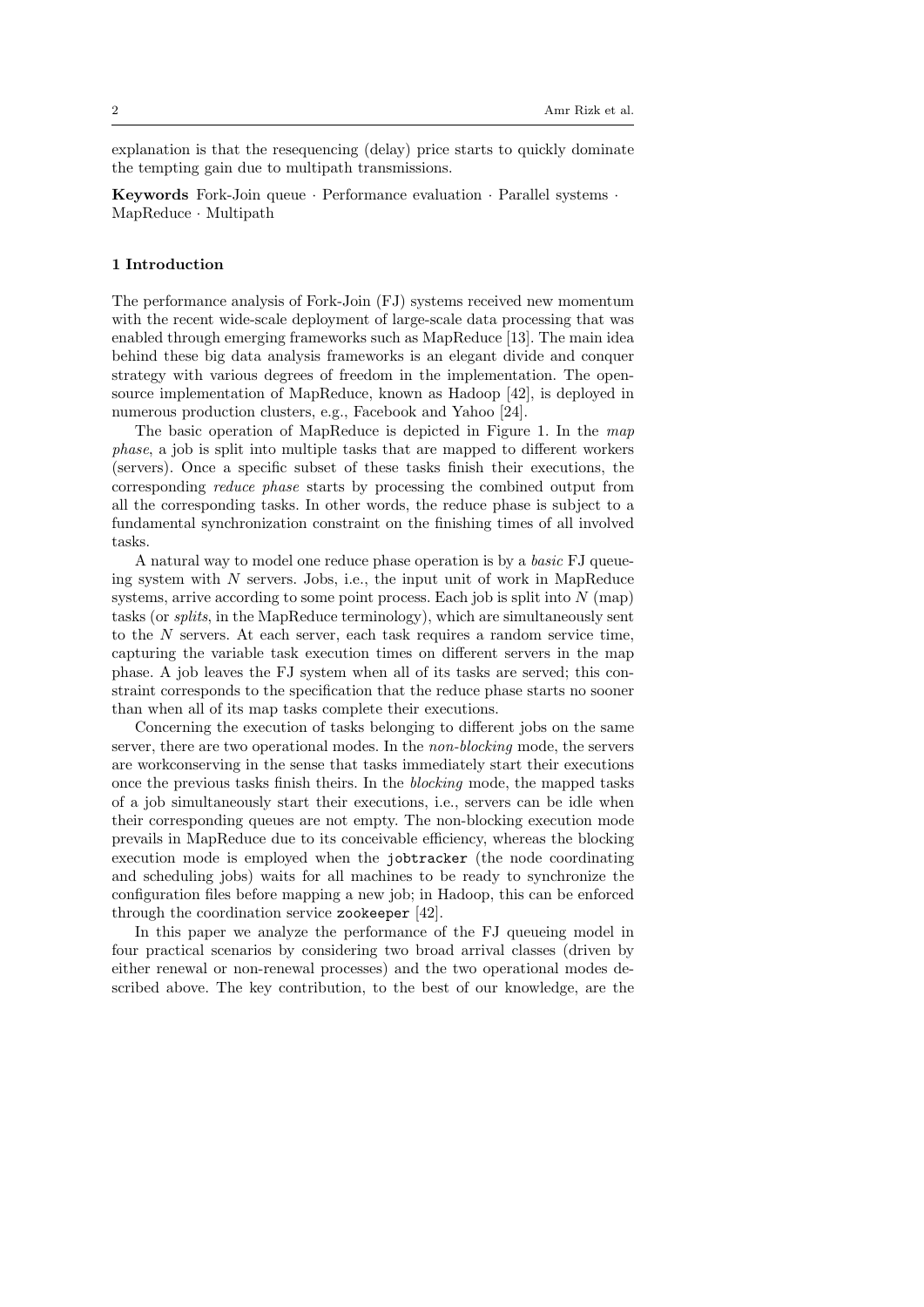explanation is that the resequencing (delay) price starts to quickly dominate the tempting gain due to multipath transmissions.

**Keywords** Fork-Join queue · Performance evaluation · Parallel systems · MapReduce · Multipath

## 1 Introduction

The performance analysis of Fork-Join (FJ) systems received new momentum with the recent wide-scale deployment of large-scale data processing that was enabled through emerging frameworks such as MapReduce [13]. The main idea behind these big data analysis frameworks is an elegant divide and conquer strategy with various degrees of freedom in the implementation. The open-source implementation of MapReduce, known as Hadoop [42], is deployed in numerous production clusters, e.g., Facebook and Yahoo [24].

The basic operation of MapReduce is depicted in Figure 1. In the *map phase*, a job is split into multiple tasks that are mapped to different workers (servers). Once a specific subset of these tasks finish their executions, the corresponding *reduce phase* starts by processing the combined output from all the corresponding tasks. In other words, the reduce phase is subject to a fundamental synchronization constraint on the finishing times of all involved tasks.

A natural way to model one reduce phase operation is by a *basic* FJ queueing system with $N$ servers. Jobs, i.e., the input unit of work in MapReduce systems, arrive according to some point process. Each job is split into $N$ (map) tasks (or *splits*, in the MapReduce terminology), which are simultaneously sent to the $N$ servers. At each server, each task requires a random service time, capturing the variable task execution times on different servers in the map phase. A job leaves the FJ system when all of its tasks are served; this constraint corresponds to the specification that the reduce phase starts no sooner than when all of its map tasks complete their executions.

Concerning the execution of tasks belonging to different jobs on the same server, there are two operational modes. In the *non-blocking* mode, the servers are workconserving in the sense that tasks immediately start their executions once the previous tasks finish theirs. In the *blocking* mode, the mapped tasks of a job simultaneously start their executions, i.e., servers can be idle when their corresponding queues are not empty. The non-blocking execution mode prevails in MapReduce due to its conceivable efficiency, whereas the blocking execution mode is employed when the `jobtracker` (the node coordinating and scheduling jobs) waits for all machines to be ready to synchronize the configuration files before mapping a new job; in Hadoop, this can be enforced through the coordination service `zookeeper` [42].

In this paper we analyze the performance of the FJ queueing model in four practical scenarios by considering two broad arrival classes (driven by either renewal or non-renewal processes) and the two operational modes described above. The key contribution, to the best of our knowledge, are the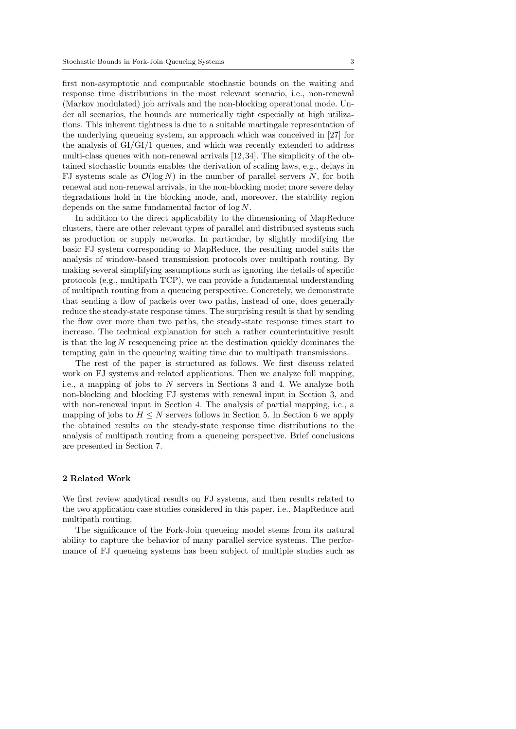first non-asymptotic and computable stochastic bounds on the waiting and response time distributions in the most relevant scenario, i.e., non-renewal (Markov modulated) job arrivals and the non-blocking operational mode. Under all scenarios, the bounds are numerically tight especially at high utilizations. This inherent tightness is due to a suitable martingale representation of the underlying queueing system, an approach which was conceived in [27] for the analysis of GI/GI/1 queues, and which was recently extended to address multi-class queues with non-renewal arrivals [12, 34]. The simplicity of the obtained stochastic bounds enables the derivation of scaling laws, e.g., delays in FJ systems scale as $\mathcal{O}(\log N)$ in the number of parallel servers $N$, for both renewal and non-renewal arrivals, in the non-blocking mode; more severe delay degradations hold in the blocking mode, and, moreover, the stability region depends on the same fundamental factor of $\log N$.

In addition to the direct applicability to the dimensioning of MapReduce clusters, there are other relevant types of parallel and distributed systems such as production or supply networks. In particular, by slightly modifying the basic FJ system corresponding to MapReduce, the resulting model suits the analysis of window-based transmission protocols over multipath routing. By making several simplifying assumptions such as ignoring the details of specific protocols (e.g., multipath TCP), we can provide a fundamental understanding of multipath routing from a queueing perspective. Concretely, we demonstrate that sending a flow of packets over two paths, instead of one, does generally reduce the steady-state response times. The surprising result is that by sending the flow over more than two paths, the steady-state response times start to increase. The technical explanation for such a rather counterintuitive result is that the $\log N$ resequencing price at the destination quickly dominates the tempting gain in the queueing waiting time due to multipath transmissions.

The rest of the paper is structured as follows. We first discuss related work on FJ systems and related applications. Then we analyze full mapping, i.e., a mapping of jobs to $N$ servers in Sections 3 and 4. We analyze both non-blocking and blocking FJ systems with renewal input in Section 3, and with non-renewal input in Section 4. The analysis of partial mapping, i.e., a mapping of jobs to $H \leq N$ servers follows in Section 5. In Section 6 we apply the obtained results on the steady-state response time distributions to the analysis of multipath routing from a queueing perspective. Brief conclusions are presented in Section 7.

## 2 Related Work

We first review analytical results on FJ systems, and then results related to the two application case studies considered in this paper, i.e., MapReduce and multipath routing.

The significance of the Fork-Join queueing model stems from its natural ability to capture the behavior of many parallel service systems. The performance of FJ queueing systems has been subject of multiple studies such as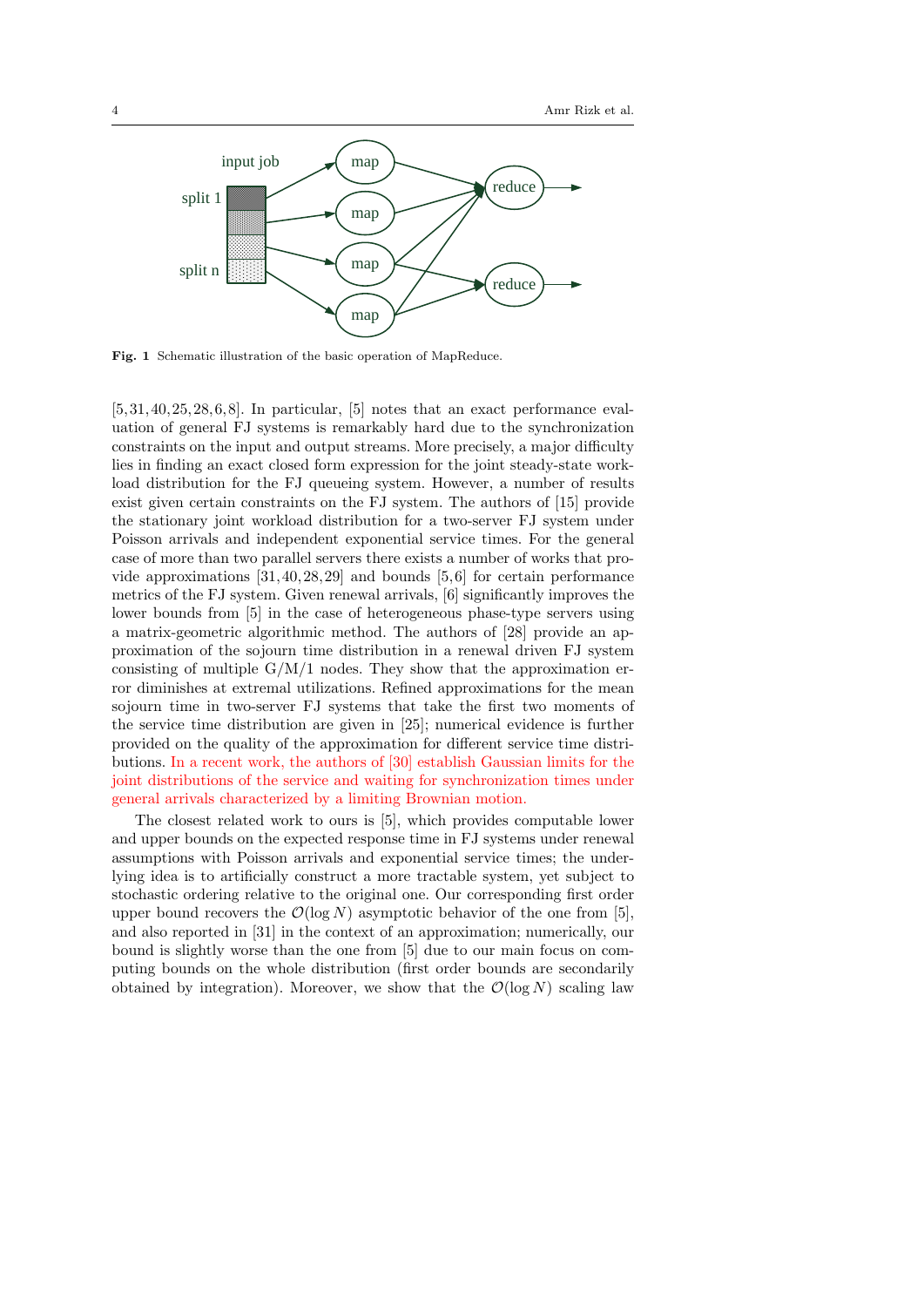**Fig. 1** Schematic illustration of the basic operation of MapReduce.

[5,31,40,25,28,6,8]. In particular, [5] notes that an exact performance evaluation of general FJ systems is remarkably hard due to the synchronization constraints on the input and output streams. More precisely, a major difficulty lies in finding an exact closed form expression for the joint steady-state workload distribution for the FJ queueing system. However, a number of results exist given certain constraints on the FJ system. The authors of [15] provide the stationary joint workload distribution for a two-server FJ system under Poisson arrivals and independent exponential service times. For the general case of more than two parallel servers there exists a number of works that provide approximations [31,40,28,29] and bounds [5,6] for certain performance metrics of the FJ system. Given renewal arrivals, [6] significantly improves the lower bounds from [5] in the case of heterogeneous phase-type servers using a matrix-geometric algorithmic method. The authors of [28] provide an approximation of the sojourn time distribution in a renewal driven FJ system consisting of multiple G/M/1 nodes. They show that the approximation error diminishes at extremal utilizations. Refined approximations for the mean sojourn time in two-server FJ systems that take the first two moments of the service time distribution are given in [25]; numerical evidence is further provided on the quality of the approximation for different service time distributions. In a recent work, the authors of [30] establish Gaussian limits for the joint distributions of the service and waiting for synchronization times under general arrivals characterized by a limiting Brownian motion.

The closest related work to ours is [5], which provides computable lower and upper bounds on the expected response time in FJ systems under renewal assumptions with Poisson arrivals and exponential service times; the underlying idea is to artificially construct a more tractable system, yet subject to stochastic ordering relative to the original one. Our corresponding first order upper bound recovers the $\mathcal{O}(\log N)$ asymptotic behavior of the one from [5], and also reported in [31] in the context of an approximation; numerically, our bound is slightly worse than the one from [5] due to our main focus on computing bounds on the whole distribution (first order bounds are secondarily obtained by integration). Moreover, we show that the $\mathcal{O}(\log N)$ scaling law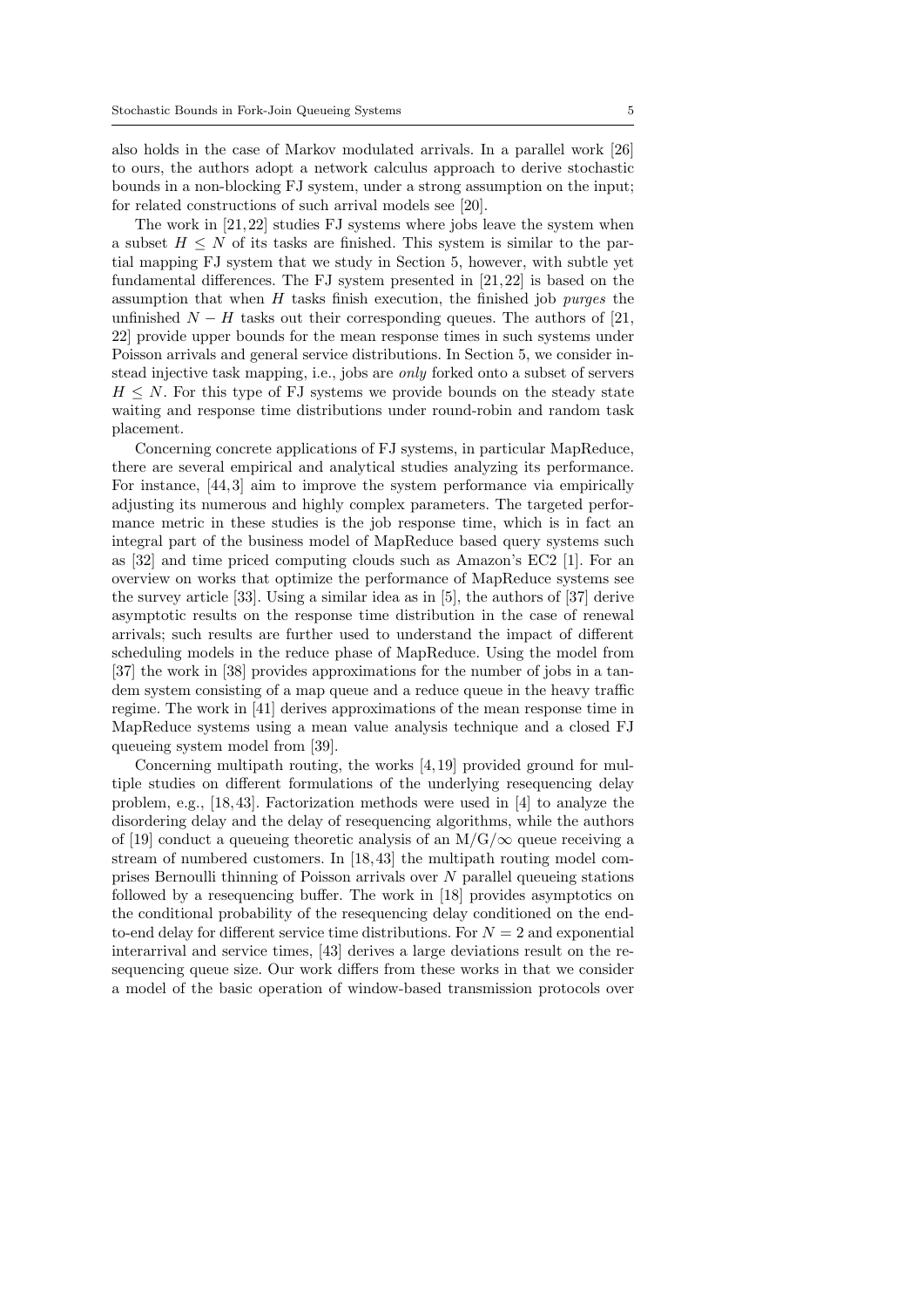also holds in the case of Markov modulated arrivals. In a parallel work [26] to ours, the authors adopt a network calculus approach to derive stochastic bounds in a non-blocking FJ system, under a strong assumption on the input; for related constructions of such arrival models see [20].

The work in [21,22] studies FJ systems where jobs leave the system when a subset $H \leq N$ of its tasks are finished. This system is similar to the partial mapping FJ system that we study in Section 5, however, with subtle yet fundamental differences. The FJ system presented in [21,22] is based on the assumption that when $H$ tasks finish execution, the finished job *purges* the unfinished $N - H$ tasks out their corresponding queues. The authors of [21, 22] provide upper bounds for the mean response times in such systems under Poisson arrivals and general service distributions. In Section 5, we consider instead injective task mapping, i.e., jobs are *only* forked onto a subset of servers $H \leq N$. For this type of FJ systems we provide bounds on the steady state waiting and response time distributions under round-robin and random task placement.

Concerning concrete applications of FJ systems, in particular MapReduce, there are several empirical and analytical studies analyzing its performance. For instance, [44,3] aim to improve the system performance via empirically adjusting its numerous and highly complex parameters. The targeted performance metric in these studies is the job response time, which is in fact an integral part of the business model of MapReduce based query systems such as [32] and time priced computing clouds such as Amazon's EC2 [1]. For an overview on works that optimize the performance of MapReduce systems see the survey article [33]. Using a similar idea as in [5], the authors of [37] derive asymptotic results on the response time distribution in the case of renewal arrivals; such results are further used to understand the impact of different scheduling models in the reduce phase of MapReduce. Using the model from [37] the work in [38] provides approximations for the number of jobs in a tandem system consisting of a map queue and a reduce queue in the heavy traffic regime. The work in [41] derives approximations of the mean response time in MapReduce systems using a mean value analysis technique and a closed FJ queueing system model from [39].

Concerning multipath routing, the works [4,19] provided ground for multiple studies on different formulations of the underlying resequencing delay problem, e.g., [18,43]. Factorization methods were used in [4] to analyze the disordering delay and the delay of resequencing algorithms, while the authors of [19] conduct a queueing theoretic analysis of an $M/G/\infty$ queue receiving a stream of numbered customers. In [18,43] the multipath routing model comprises Bernoulli thinning of Poisson arrivals over $N$ parallel queueing stations followed by a resequencing buffer. The work in [18] provides asymptotics on the conditional probability of the resequencing delay conditioned on the end-to-end delay for different service time distributions. For $N = 2$ and exponential interarrival and service times, [43] derives a large deviations result on the resequencing queue size. Our work differs from these works in that we consider a model of the basic operation of window-based transmission protocols over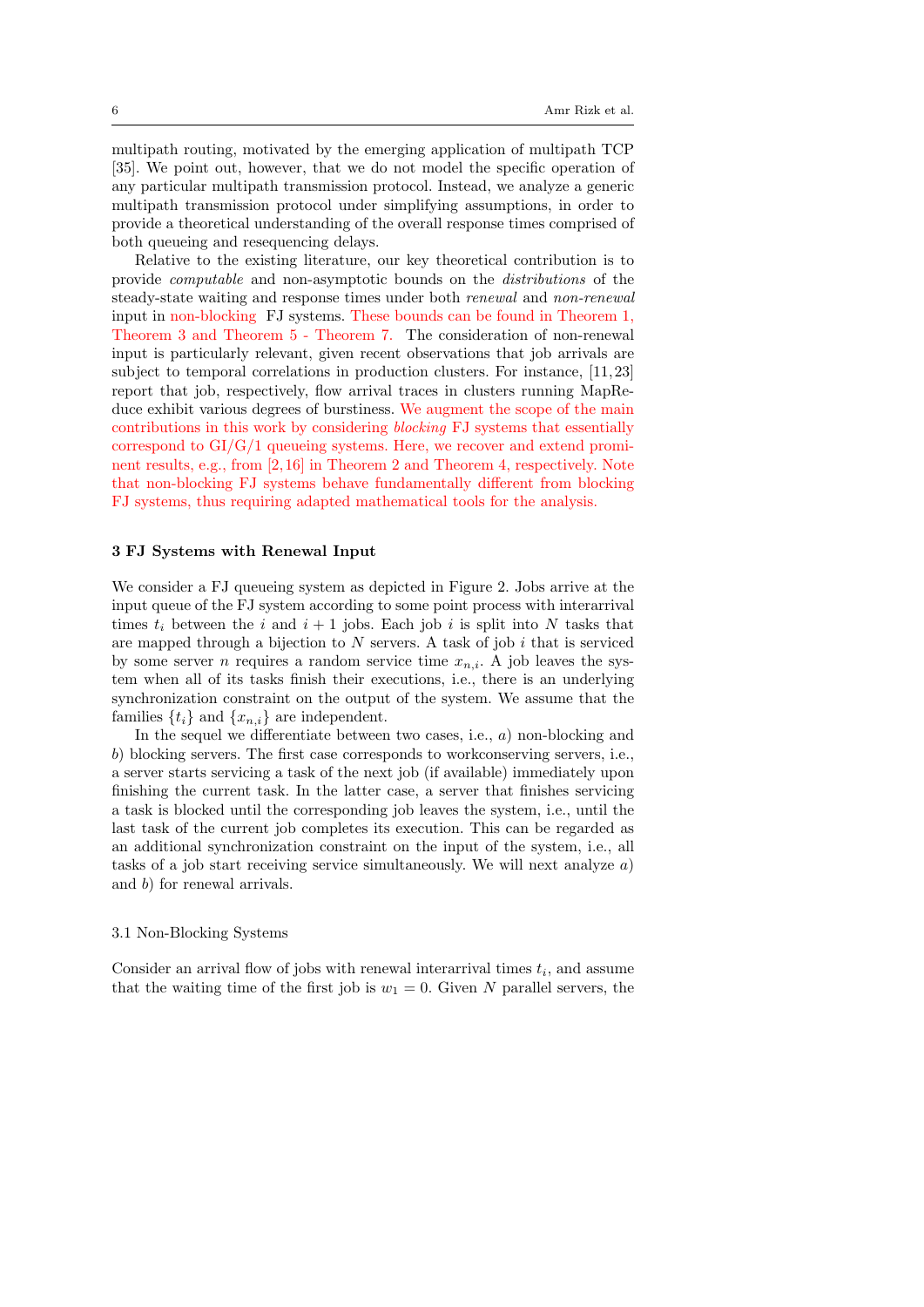multipath routing, motivated by the emerging application of multipath TCP [35]. We point out, however, that we do not model the specific operation of any particular multipath transmission protocol. Instead, we analyze a generic multipath transmission protocol under simplifying assumptions, in order to provide a theoretical understanding of the overall response times comprised of both queueing and resequencing delays.

Relative to the existing literature, our key theoretical contribution is to provide *computable* and non-asymptotic bounds on the *distributions* of the steady-state waiting and response times under both *renewal* and *non-renewal* input in non-blocking FJ systems. These bounds can be found in Theorem 1, Theorem 3 and Theorem 5 - Theorem 7. The consideration of non-renewal input is particularly relevant, given recent observations that job arrivals are subject to temporal correlations in production clusters. For instance, [11,23] report that job, respectively, flow arrival traces in clusters running MapReduce exhibit various degrees of burstiness. We augment the scope of the main contributions in this work by considering *blocking* FJ systems that essentially correspond to GI/G/1 queueing systems. Here, we recover and extend prominent results, e.g., from [2,16] in Theorem 2 and Theorem 4, respectively. Note that non-blocking FJ systems behave fundamentally different from blocking FJ systems, thus requiring adapted mathematical tools for the analysis.

## 3 FJ Systems with Renewal Input

We consider a FJ queueing system as depicted in Figure 2. Jobs arrive at the input queue of the FJ system according to some point process with interarrival times $t_i$ between the $i$ and $i+1$ jobs. Each job $i$ is split into $N$ tasks that are mapped through a bijection to $N$ servers. A task of job $i$ that is serviced by some server $n$ requires a random service time $x_{n,i}$. A job leaves the system when all of its tasks finish their executions, i.e., there is an underlying synchronization constraint on the output of the system. We assume that the families $\{t_i\}$ and $\{x_{n,i}\}$ are independent.

In the sequel we differentiate between two cases, i.e., *a*) non-blocking and *b*) blocking servers. The first case corresponds to workconserving servers, i.e., a server starts servicing a task of the next job (if available) immediately upon finishing the current task. In the latter case, a server that finishes servicing a task is blocked until the corresponding job leaves the system, i.e., until the last task of the current job completes its execution. This can be regarded as an additional synchronization constraint on the input of the system, i.e., all tasks of a job start receiving service simultaneously. We will next analyze *a*) and *b*) for renewal arrivals.

### 3.1 Non-Blocking Systems

Consider an arrival flow of jobs with renewal interarrival times $t_i$, and assume that the waiting time of the first job is $w_1 = 0$. Given $N$ parallel servers, the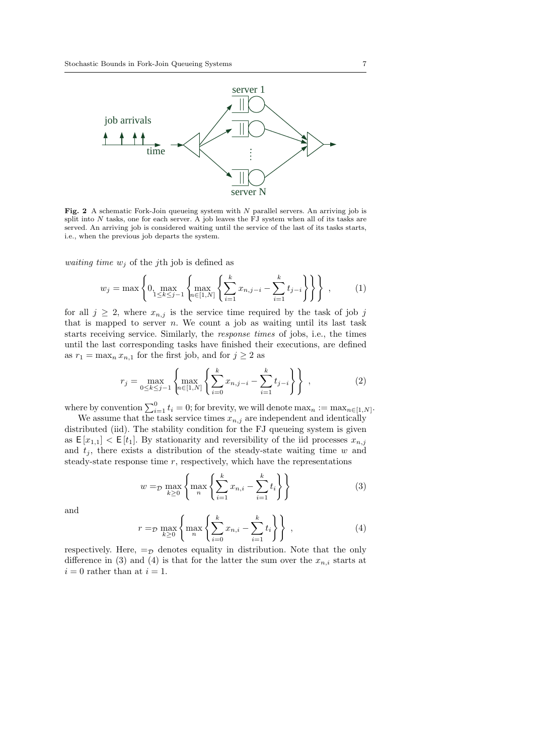**Fig. 2** A schematic Fork-Join queueing system with $N$ parallel servers. An arriving job is split into $N$ tasks, one for each server. A job leaves the FJ system when all of its tasks are served. An arriving job is considered waiting until the service of the last of its tasks starts, i.e., when the previous job departs the system.

*waiting time* $w_j$ of the $j$th job is defined as

$$w_j = \max\left\{0, \max_{1 \leq k \leq j-1}\left\{\max_{n \in [1,N]}\left\{\sum_{i=1}^{k} x_{n,j-i} - \sum_{i=1}^{k} t_{j-i}\right\}\right\}\right\} , \tag{1}$$

for all $j \geq 2$, where $x_{n,j}$ is the service time required by the task of job $j$ that is mapped to server $n$. We count a job as waiting until its last task starts receiving service. Similarly, the *response times* of jobs, i.e., the times until the last corresponding tasks have finished their executions, are defined as $r_1 = \max_n x_{n,1}$ for the first job, and for $j \geq 2$ as

$$r_j = \max_{0 \leq k \leq j-1}\left\{\max_{n \in [1,N]}\left\{\sum_{i=0}^{k} x_{n,j-i} - \sum_{i=1}^{k} t_{j-i}\right\}\right\} , \tag{2}$$

where by convention $\sum_{i=1}^{0} t_i = 0$; for brevity, we will denote $\max_n := \max_{n \in [1,N]}$.

We assume that the task service times $x_{n,j}$ are independent and identically distributed (iid). The stability condition for the FJ queueing system is given as $\mathsf{E}[x_{1,1}] < \mathsf{E}[t_1]$. By stationarity and reversibility of the iid processes $x_{n,j}$ and $t_j$, there exists a distribution of the steady-state waiting time $w$ and steady-state response time $r$, respectively, which have the representations

$$w =_{\mathcal{D}} \max_{k \geq 0}\left\{\max_{n}\left\{\sum_{i=1}^{k} x_{n,i} - \sum_{i=1}^{k} t_i\right\}\right\} \tag{3}$$

and

$$r =_{\mathcal{D}} \max_{k \geq 0}\left\{\max_{n}\left\{\sum_{i=0}^{k} x_{n,i} - \sum_{i=1}^{k} t_i\right\}\right\} , \tag{4}$$

respectively. Here, $=_{\mathcal{D}}$ denotes equality in distribution. Note that the only difference in (3) and (4) is that for the latter the sum over the $x_{n,i}$ starts at $i = 0$ rather than at $i = 1$.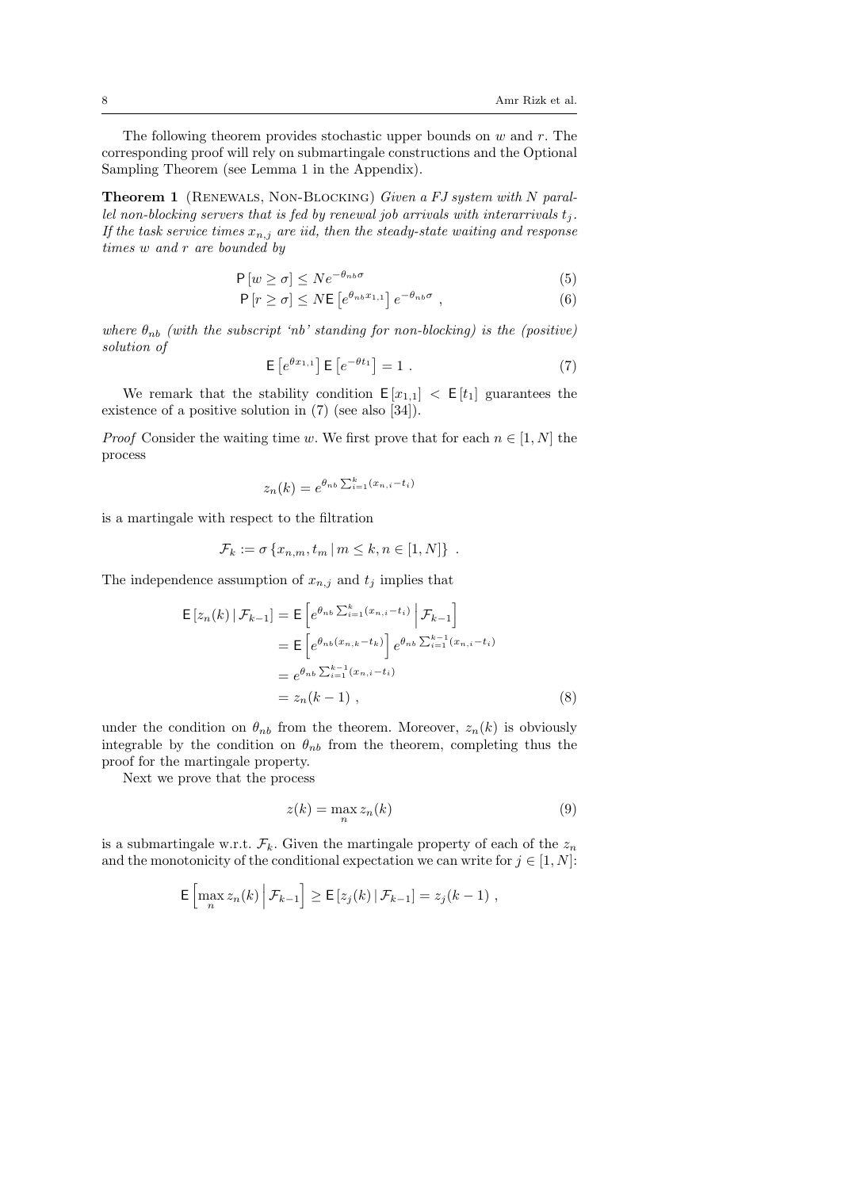The following theorem provides stochastic upper bounds on $w$ and $r$. The corresponding proof will rely on submartingale constructions and the Optional Sampling Theorem (see Lemma 1 in the Appendix).

**Theorem 1** (Renewals, Non-Blocking) *Given a FJ system with $N$ parallel non-blocking servers that is fed by renewal job arrivals with interarrivals $t_j$. If the task service times $x_{n,j}$ are iid, then the steady-state waiting and response times $w$ and $r$ are bounded by*

$$\mathsf{P}\left[w \geq \sigma\right] \leq N e^{-\theta_{nb}\sigma} \tag{5}$$

$$\mathsf{P}\left[r \geq \sigma\right] \leq N \mathsf{E}\left[e^{\theta_{nb} x_{1,1}}\right] e^{-\theta_{nb}\sigma} \ , \tag{6}$$

*where $\theta_{nb}$ (with the subscript 'nb' standing for non-blocking) is the (positive) solution of*

$$\mathsf{E}\left[e^{\theta x_{1,1}}\right] \mathsf{E}\left[e^{-\theta t_1}\right] = 1 \ . \tag{7}$$

We remark that the stability condition $\mathsf{E}\left[x_{1,1}\right] < \mathsf{E}\left[t_1\right]$ guarantees the existence of a positive solution in (7) (see also [34]).

*Proof* Consider the waiting time $w$. We first prove that for each $n \in [1, N]$ the process

$$z_n(k) = e^{\theta_{nb} \sum_{i=1}^{k} (x_{n,i} - t_i)}$$

is a martingale with respect to the filtration

$$\mathcal{F}_k := \sigma\left\{x_{n,m}, t_m \,|\, m \leq k, n \in [1, N]\right\} \ .$$

The independence assumption of $x_{n,j}$ and $t_j$ implies that

$$\begin{aligned}
\mathsf{E}\left[z_n(k) \,|\, \mathcal{F}_{k-1}\right] &= \mathsf{E}\left[e^{\theta_{nb} \sum_{i=1}^{k} (x_{n,i} - t_i)} \,\middle|\, \mathcal{F}_{k-1}\right] \\
&= \mathsf{E}\left[e^{\theta_{nb} (x_{n,k} - t_k)}\right] e^{\theta_{nb} \sum_{i=1}^{k-1} (x_{n,i} - t_i)} \\
&= e^{\theta_{nb} \sum_{i=1}^{k-1} (x_{n,i} - t_i)} \\
&= z_n(k-1) \ ,
\end{aligned} \tag{8}$$

under the condition on $\theta_{nb}$ from the theorem. Moreover, $z_n(k)$ is obviously integrable by the condition on $\theta_{nb}$ from the theorem, completing thus the proof for the martingale property.

Next we prove that the process

$$z(k) = \max_n z_n(k) \tag{9}$$

is a submartingale w.r.t. $\mathcal{F}_k$. Given the martingale property of each of the $z_n$ and the monotonicity of the conditional expectation we can write for $j \in [1, N]$:

$$\mathsf{E}\left[\max_n z_n(k) \,\middle|\, \mathcal{F}_{k-1}\right] \geq \mathsf{E}\left[z_j(k) \,|\, \mathcal{F}_{k-1}\right] = z_j(k-1) \ ,$$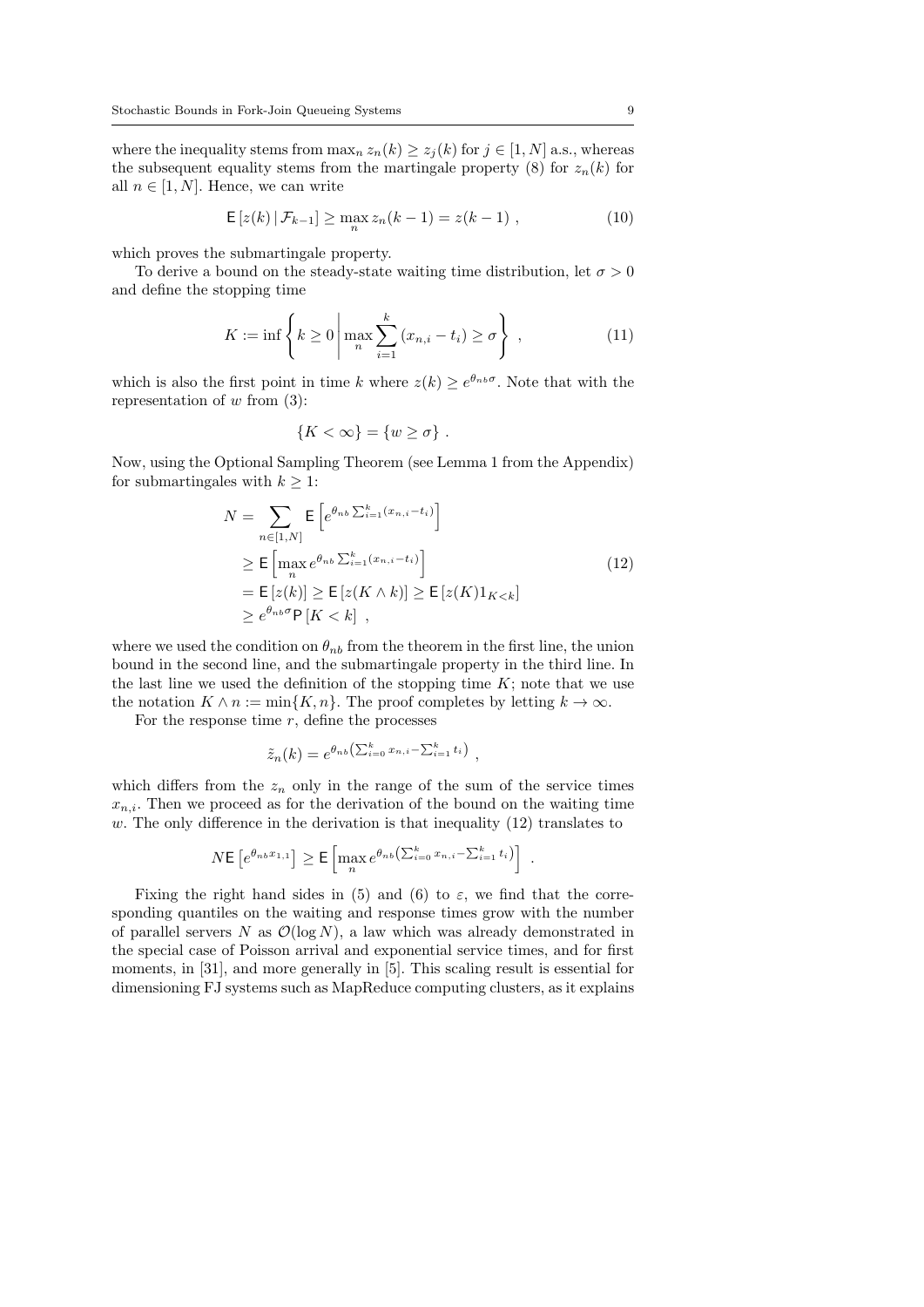where the inequality stems from $\max_n z_n(k) \geq z_j(k)$ for $j \in [1, N]$ a.s., whereas the subsequent equality stems from the martingale property (8) for $z_n(k)$ for all $n \in [1, N]$. Hence, we can write

$$\mathsf{E}\left[z(k) \,|\, \mathcal{F}_{k-1}\right] \geq \max_n z_n(k-1) = z(k-1) \ , \tag{10}$$

which proves the submartingale property.

To derive a bound on the steady-state waiting time distribution, let $\sigma > 0$ and define the stopping time

$$K := \inf \left\{ k \geq 0 \,\middle|\, \max_n \sum_{i=1}^{k} (x_{n,i} - t_i) \geq \sigma \right\} \ , \tag{11}$$

which is also the first point in time $k$ where $z(k) \geq e^{\theta_{nb}\sigma}$. Note that with the representation of $w$ from (3):

$$\{K < \infty\} = \{w \geq \sigma\} \ .$$

Now, using the Optional Sampling Theorem (see Lemma 1 from the Appendix) for submartingales with $k \geq 1$:

$$\begin{aligned}
N &= \sum_{n \in [1,N]} \mathsf{E}\left[e^{\theta_{nb}\sum_{i=1}^{k}(x_{n,i}-t_i)}\right] \\
&\geq \mathsf{E}\left[\max_n e^{\theta_{nb}\sum_{i=1}^{k}(x_{n,i}-t_i)}\right] \\
&= \mathsf{E}\left[z(k)\right] \geq \mathsf{E}\left[z(K \wedge k)\right] \geq \mathsf{E}\left[z(K)1_{K<k}\right] \\
&\geq e^{\theta_{nb}\sigma}\mathsf{P}\left[K < k\right] \ ,
\end{aligned} \tag{12}$$

where we used the condition on $\theta_{nb}$ from the theorem in the first line, the union bound in the second line, and the submartingale property in the third line. In the last line we used the definition of the stopping time $K$; note that we use the notation $K \wedge n := \min\{K, n\}$. The proof completes by letting $k \to \infty$.

For the response time $r$, define the processes

$$\tilde{z}_n(k) = e^{\theta_{nb}\left(\sum_{i=0}^{k} x_{n,i} - \sum_{i=1}^{k} t_i\right)} \ ,$$

which differs from the $z_n$ only in the range of the sum of the service times $x_{n,i}$. Then we proceed as for the derivation of the bound on the waiting time $w$. The only difference in the derivation is that inequality (12) translates to

$$N\mathsf{E}\left[e^{\theta_{nb}x_{1,1}}\right] \geq \mathsf{E}\left[\max_n e^{\theta_{nb}\left(\sum_{i=0}^{k} x_{n,i} - \sum_{i=1}^{k} t_i\right)}\right] \ .$$

Fixing the right hand sides in (5) and (6) to $\varepsilon$, we find that the corresponding quantiles on the waiting and response times grow with the number of parallel servers $N$ as $\mathcal{O}(\log N)$, a law which was already demonstrated in the special case of Poisson arrival and exponential service times, and for first moments, in [31], and more generally in [5]. This scaling result is essential for dimensioning FJ systems such as MapReduce computing clusters, as it explains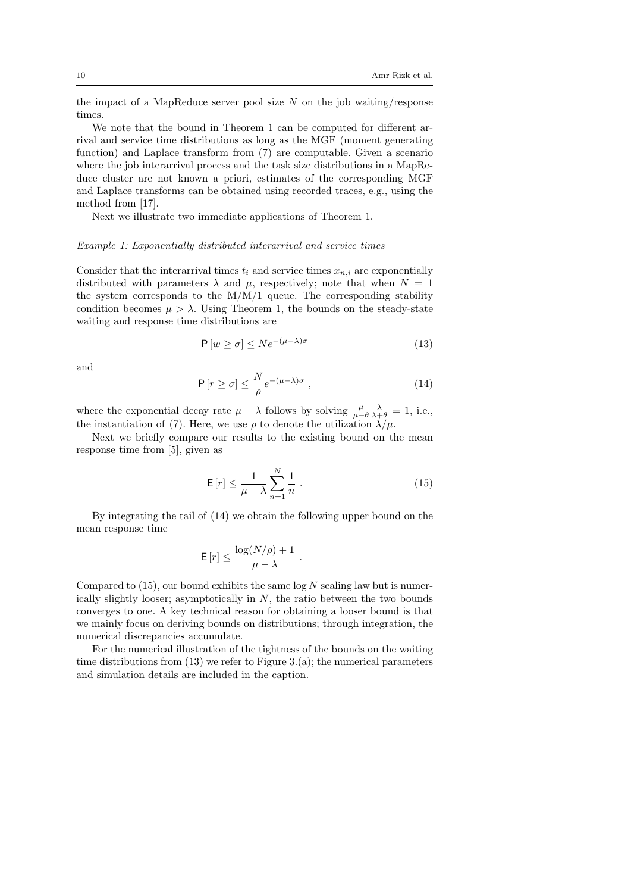the impact of a MapReduce server pool size $N$ on the job waiting/response times.

We note that the bound in Theorem 1 can be computed for different arrival and service time distributions as long as the MGF (moment generating function) and Laplace transform from (7) are computable. Given a scenario where the job interarrival process and the task size distributions in a MapReduce cluster are not known a priori, estimates of the corresponding MGF and Laplace transforms can be obtained using recorded traces, e.g., using the method from [17].

Next we illustrate two immediate applications of Theorem 1.

*Example 1: Exponentially distributed interarrival and service times*

Consider that the interarrival times $t_i$ and service times $x_{n,i}$ are exponentially distributed with parameters $\lambda$ and $\mu$, respectively; note that when $N = 1$ the system corresponds to the M/M/1 queue. The corresponding stability condition becomes $\mu > \lambda$. Using Theorem 1, the bounds on the steady-state waiting and response time distributions are

$$\mathsf{P}\left[w \geq \sigma\right] \leq N e^{-(\mu-\lambda)\sigma} \tag{13}$$

and

$$\mathsf{P}\left[r \geq \sigma\right] \leq \frac{N}{\rho} e^{-(\mu-\lambda)\sigma} \ , \tag{14}$$

where the exponential decay rate $\mu - \lambda$ follows by solving $\frac{\mu}{\mu-\theta}\frac{\lambda}{\lambda+\theta} = 1$, i.e., the instantiation of (7). Here, we use $\rho$ to denote the utilization $\lambda/\mu$.

Next we briefly compare our results to the existing bound on the mean response time from [5], given as

$$\mathsf{E}\left[r\right] \leq \frac{1}{\mu-\lambda}\sum_{n=1}^{N}\frac{1}{n} \ . \tag{15}$$

By integrating the tail of (14) we obtain the following upper bound on the mean response time

$$\mathsf{E}\left[r\right] \leq \frac{\log(N/\rho)+1}{\mu-\lambda} \ .$$

Compared to (15), our bound exhibits the same $\log N$ scaling law but is numerically slightly looser; asymptotically in $N$, the ratio between the two bounds converges to one. A key technical reason for obtaining a looser bound is that we mainly focus on deriving bounds on distributions; through integration, the numerical discrepancies accumulate.

For the numerical illustration of the tightness of the bounds on the waiting time distributions from (13) we refer to Figure 3.(a); the numerical parameters and simulation details are included in the caption.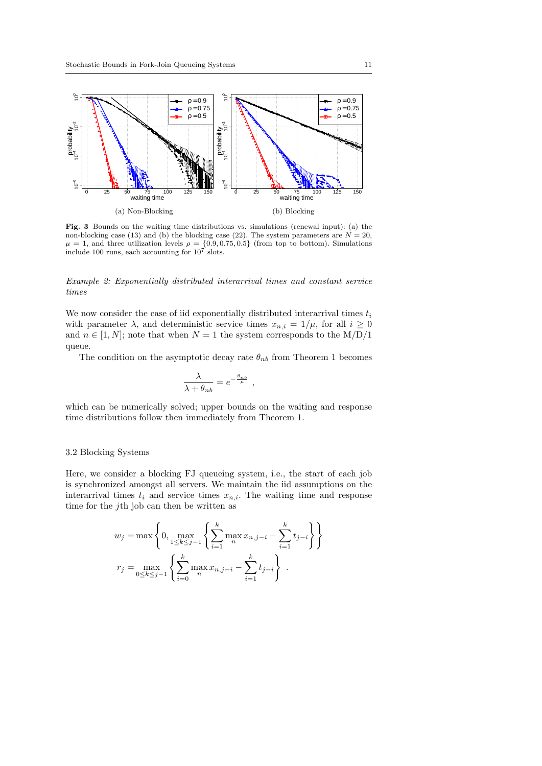(a) Non-Blocking

(b) Blocking

**Fig. 3** Bounds on the waiting time distributions vs. simulations (renewal input): (a) the non-blocking case (13) and (b) the blocking case (22). The system parameters are $N = 20$, $\mu = 1$, and three utilization levels $\rho = \{0.9, 0.75, 0.5\}$ (from top to bottom). Simulations include 100 runs, each accounting for $10^7$ slots.

*Example 2: Exponentially distributed interarrival times and constant service times*

We now consider the case of iid exponentially distributed interarrival times $t_i$ with parameter $\lambda$, and deterministic service times $x_{n,i} = 1/\mu$, for all $i \geq 0$ and $n \in [1, N]$; note that when $N = 1$ the system corresponds to the M/D/1 queue.

The condition on the asymptotic decay rate $\theta_{nb}$ from Theorem 1 becomes

$$\frac{\lambda}{\lambda + \theta_{nb}} = e^{-\frac{\theta_{nb}}{\mu}} ,$$

which can be numerically solved; upper bounds on the waiting and response time distributions follow then immediately from Theorem 1.

## 3.2 Blocking Systems

Here, we consider a blocking FJ queueing system, i.e., the start of each job is synchronized amongst all servers. We maintain the iid assumptions on the interarrival times $t_i$ and service times $x_{n,i}$. The waiting time and response time for the $j$th job can then be written as

$$w_j = \max\left\{0, \max_{1 \leq k \leq j-1}\left\{\sum_{i=1}^{k} \max_n x_{n,j-i} - \sum_{i=1}^{k} t_{j-i}\right\}\right\}$$
$$r_j = \max_{0 \leq k \leq j-1}\left\{\sum_{i=0}^{k} \max_n x_{n,j-i} - \sum_{i=1}^{k} t_{j-i}\right\} .$$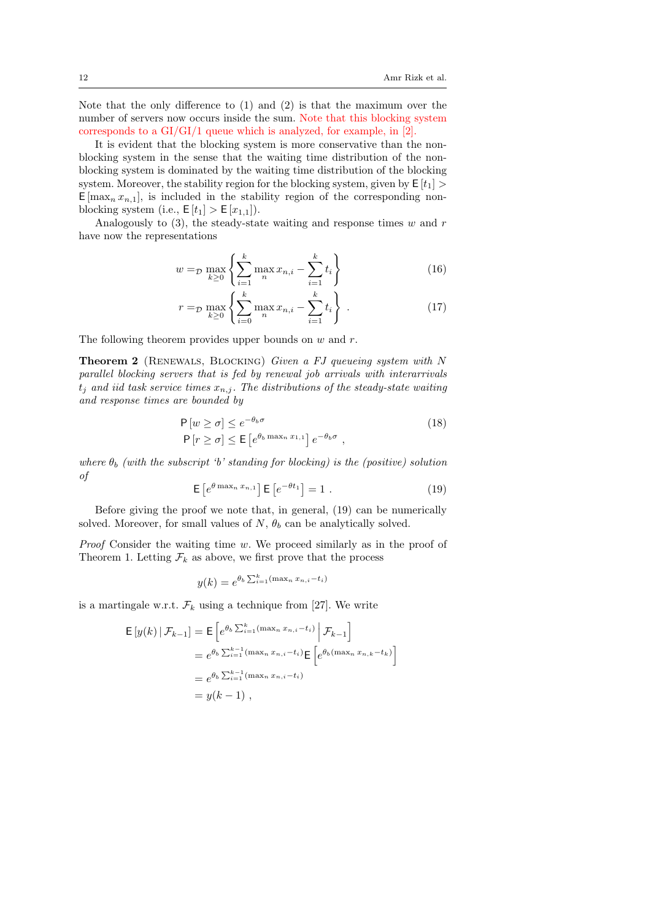Note that the only difference to (1) and (2) is that the maximum over the number of servers now occurs inside the sum. Note that this blocking system corresponds to a GI/GI/1 queue which is analyzed, for example, in [2].

It is evident that the blocking system is more conservative than the non-blocking system in the sense that the waiting time distribution of the non-blocking system is dominated by the waiting time distribution of the blocking system. Moreover, the stability region for the blocking system, given by $\mathsf{E}[t_1] > \mathsf{E}[\max_n x_{n,1}]$, is included in the stability region of the corresponding non-blocking system (i.e., $\mathsf{E}[t_1] > \mathsf{E}[x_{1,1}]$).

Analogously to (3), the steady-state waiting and response times $w$ and $r$ have now the representations

$$w =_{\mathcal{D}} \max_{k\geq 0} \left\{ \sum_{i=1}^{k} \max_n x_{n,i} - \sum_{i=1}^{k} t_i \right\} \tag{16}$$

$$r =_{\mathcal{D}} \max_{k\geq 0} \left\{ \sum_{i=0}^{k} \max_n x_{n,i} - \sum_{i=1}^{k} t_i \right\} . \tag{17}$$

The following theorem provides upper bounds on $w$ and $r$.

**Theorem 2** (Renewals, Blocking) *Given a FJ queueing system with $N$ parallel blocking servers that is fed by renewal job arrivals with interarrivals $t_j$ and iid task service times $x_{n,j}$. The distributions of the steady-state waiting and response times are bounded by*

$$\begin{aligned} \mathsf{P}[w \geq \sigma] &\leq e^{-\theta_b \sigma} \\ \mathsf{P}[r \geq \sigma] &\leq \mathsf{E}\left[e^{\theta_b \max_n x_{1,1}}\right] e^{-\theta_b \sigma} , \end{aligned} \tag{18}$$

*where $\theta_b$ (with the subscript 'b' standing for blocking) is the (positive) solution of*

$$\mathsf{E}\left[e^{\theta \max_n x_{n,1}}\right] \mathsf{E}\left[e^{-\theta t_1}\right] = 1 . \tag{19}$$

Before giving the proof we note that, in general, (19) can be numerically solved. Moreover, for small values of $N$, $\theta_b$ can be analytically solved.

*Proof* Consider the waiting time $w$. We proceed similarly as in the proof of Theorem 1. Letting $\mathcal{F}_k$ as above, we first prove that the process

$$y(k) = e^{\theta_b \sum_{i=1}^{k} (\max_n x_{n,i} - t_i)}$$

is a martingale w.r.t. $\mathcal{F}_k$ using a technique from [27]. We write

$$\begin{aligned} \mathsf{E}[y(k) \,|\, \mathcal{F}_{k-1}] &= \mathsf{E}\left[ e^{\theta_b \sum_{i=1}^{k} (\max_n x_{n,i} - t_i)} \,\middle|\, \mathcal{F}_{k-1} \right] \\ &= e^{\theta_b \sum_{i=1}^{k-1} (\max_n x_{n,i} - t_i)} \mathsf{E}\left[ e^{\theta_b (\max_n x_{n,k} - t_k)} \right] \\ &= e^{\theta_b \sum_{i=1}^{k-1} (\max_n x_{n,i} - t_i)} \\ &= y(k-1) , \end{aligned}$$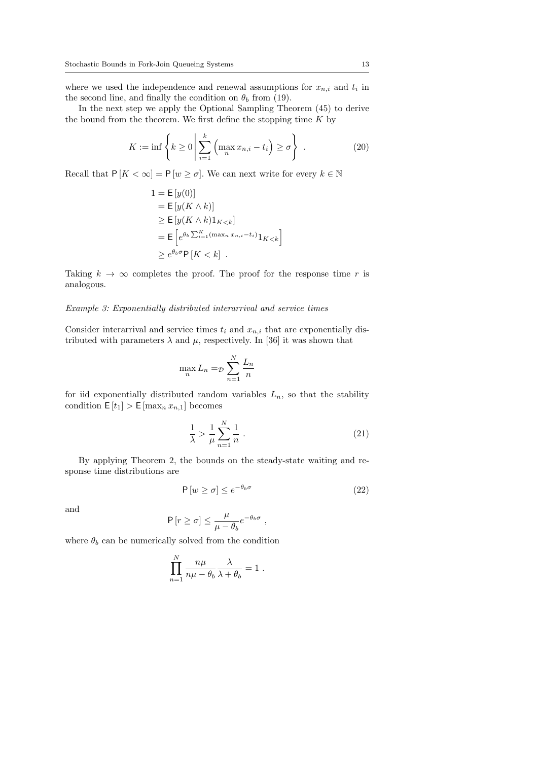where we used the independence and renewal assumptions for $x_{n,i}$ and $t_i$ in the second line, and finally the condition on $\theta_b$ from (19).

In the next step we apply the Optional Sampling Theorem (45) to derive the bound from the theorem. We first define the stopping time $K$ by

$$K := \inf \left\{ k \geq 0 \,\middle|\, \sum_{i=1}^{k} \left( \max_n x_{n,i} - t_i \right) \geq \sigma \right\} \ . \tag{20}$$

Recall that $\mathsf{P}[K < \infty] = \mathsf{P}[w \geq \sigma]$. We can next write for every $k \in \mathbb{N}$

$$\begin{aligned}
1 &= \mathsf{E}[y(0)] \\
&= \mathsf{E}[y(K \wedge k)] \\
&\geq \mathsf{E}[y(K \wedge k) 1_{K<k}] \\
&= \mathsf{E}\left[ e^{\theta_b \sum_{i=1}^{K} (\max_n x_{n,i} - t_i)} 1_{K<k} \right] \\
&\geq e^{\theta_b \sigma} \mathsf{P}[K < k] \ .
\end{aligned}$$

Taking $k \to \infty$ completes the proof. The proof for the response time $r$ is analogous.

*Example 3: Exponentially distributed interarrival and service times*

Consider interarrival and service times $t_i$ and $x_{n,i}$ that are exponentially distributed with parameters $\lambda$ and $\mu$, respectively. In [36] it was shown that

$$\max_n L_n =_{\mathcal{D}} \sum_{n=1}^{N} \frac{L_n}{n}$$

for iid exponentially distributed random variables $L_n$, so that the stability condition $\mathsf{E}[t_1] > \mathsf{E}[\max_n x_{n,1}]$ becomes

$$\frac{1}{\lambda} > \frac{1}{\mu} \sum_{n=1}^{N} \frac{1}{n} \ . \tag{21}$$

By applying Theorem 2, the bounds on the steady-state waiting and response time distributions are

$$\mathsf{P}[w \geq \sigma] \leq e^{-\theta_b \sigma} \tag{22}$$

and

$$\mathsf{P}[r \geq \sigma] \leq \frac{\mu}{\mu - \theta_b} e^{-\theta_b \sigma} \ ,$$

where $\theta_b$ can be numerically solved from the condition

$$\prod_{n=1}^{N} \frac{n\mu}{n\mu - \theta_b} \frac{\lambda}{\lambda + \theta_b} = 1 \ .$$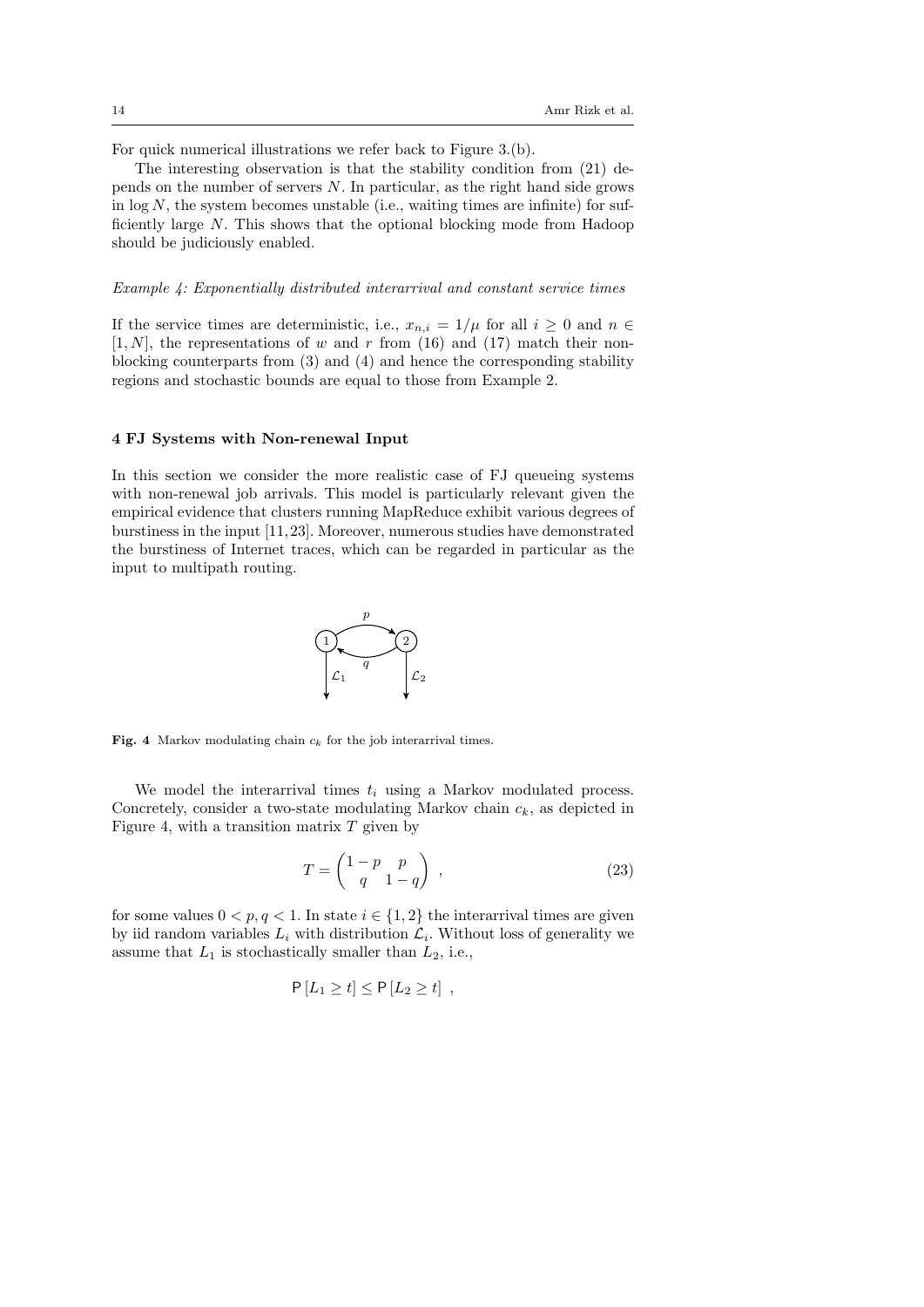For quick numerical illustrations we refer back to Figure 3.(b).

The interesting observation is that the stability condition from (21) depends on the number of servers $N$. In particular, as the right hand side grows in $\log N$, the system becomes unstable (i.e., waiting times are infinite) for sufficiently large $N$. This shows that the optional blocking mode from Hadoop should be judiciously enabled.

*Example 4: Exponentially distributed interarrival and constant service times*

If the service times are deterministic, i.e., $x_{n,i} = 1/\mu$ for all $i \geq 0$ and $n \in [1, N]$, the representations of $w$ and $r$ from (16) and (17) match their non-blocking counterparts from (3) and (4) and hence the corresponding stability regions and stochastic bounds are equal to those from Example 2.

## 4 FJ Systems with Non-renewal Input

In this section we consider the more realistic case of FJ queueing systems with non-renewal job arrivals. This model is particularly relevant given the empirical evidence that clusters running MapReduce exhibit various degrees of burstiness in the input [11, 23]. Moreover, numerous studies have demonstrated the burstiness of Internet traces, which can be regarded in particular as the input to multipath routing.

**Fig. 4** Markov modulating chain $c_k$ for the job interarrival times.

We model the interarrival times $t_i$ using a Markov modulated process. Concretely, consider a two-state modulating Markov chain $c_k$, as depicted in Figure 4, with a transition matrix $T$ given by

$$T = \begin{pmatrix} 1-p & p \\ q & 1-q \end{pmatrix} , \tag{23}$$

for some values $0 < p, q < 1$. In state $i \in \{1, 2\}$ the interarrival times are given by iid random variables $L_i$ with distribution $\mathcal{L}_i$. Without loss of generality we assume that $L_1$ is stochastically smaller than $L_2$, i.e.,

$$\mathsf{P}\left[L_1 \geq t\right] \leq \mathsf{P}\left[L_2 \geq t\right] ,$$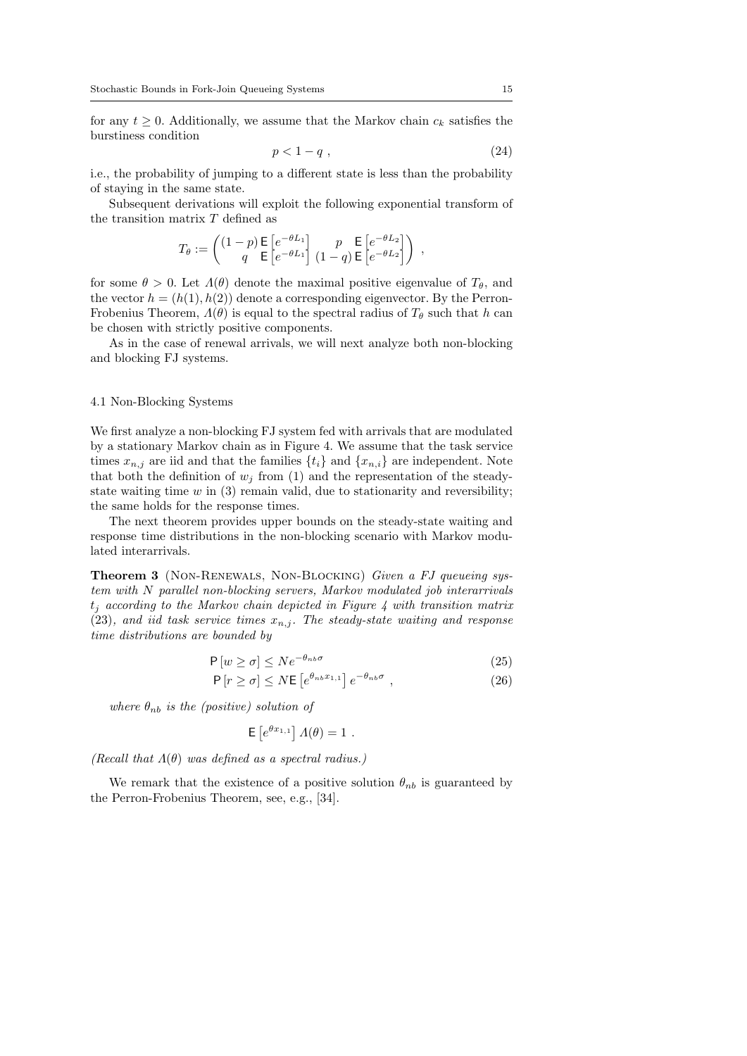for any $t \geq 0$. Additionally, we assume that the Markov chain $c_k$ satisfies the burstiness condition

$$p < 1 - q \ , \tag{24}$$

i.e., the probability of jumping to a different state is less than the probability of staying in the same state.

Subsequent derivations will exploit the following exponential transform of the transition matrix $T$ defined as

$$T_\theta := \begin{pmatrix} (1-p)\,\mathsf{E}\left[e^{-\theta L_1}\right] & p \ \ \mathsf{E}\left[e^{-\theta L_2}\right] \\ q \ \ \mathsf{E}\left[e^{-\theta L_1}\right] & (1-q)\,\mathsf{E}\left[e^{-\theta L_2}\right] \end{pmatrix} \ ,$$

for some $\theta > 0$. Let $\Lambda(\theta)$ denote the maximal positive eigenvalue of $T_\theta$, and the vector $h = (h(1), h(2))$ denote a corresponding eigenvector. By the Perron-Frobenius Theorem, $\Lambda(\theta)$ is equal to the spectral radius of $T_\theta$ such that $h$ can be chosen with strictly positive components.

As in the case of renewal arrivals, we will next analyze both non-blocking and blocking FJ systems.

### 4.1 Non-Blocking Systems

We first analyze a non-blocking FJ system fed with arrivals that are modulated by a stationary Markov chain as in Figure 4. We assume that the task service times $x_{n,j}$ are iid and that the families $\{t_i\}$ and $\{x_{n,i}\}$ are independent. Note that both the definition of $w_j$ from (1) and the representation of the steady-state waiting time $w$ in (3) remain valid, due to stationarity and reversibility; the same holds for the response times.

The next theorem provides upper bounds on the steady-state waiting and response time distributions in the non-blocking scenario with Markov modulated interarrivals.

**Theorem 3** (Non-Renewals, Non-Blocking) *Given a FJ queueing system with $N$ parallel non-blocking servers, Markov modulated job interarrivals $t_j$ according to the Markov chain depicted in Figure 4 with transition matrix (23), and iid task service times $x_{n,j}$. The steady-state waiting and response time distributions are bounded by*

$$\mathsf{P}\left[w \geq \sigma\right] \leq N e^{-\theta_{nb}\sigma} \tag{25}$$

$$\mathsf{P}\left[r \geq \sigma\right] \leq N \mathsf{E}\left[e^{\theta_{nb} x_{1,1}}\right] e^{-\theta_{nb}\sigma} \ , \tag{26}$$

*where $\theta_{nb}$ is the (positive) solution of*

$$\mathsf{E}\left[e^{\theta x_{1,1}}\right] \Lambda(\theta) = 1 \ .$$

*(Recall that $\Lambda(\theta)$ was defined as a spectral radius.)*

We remark that the existence of a positive solution $\theta_{nb}$ is guaranteed by the Perron-Frobenius Theorem, see, e.g., [34].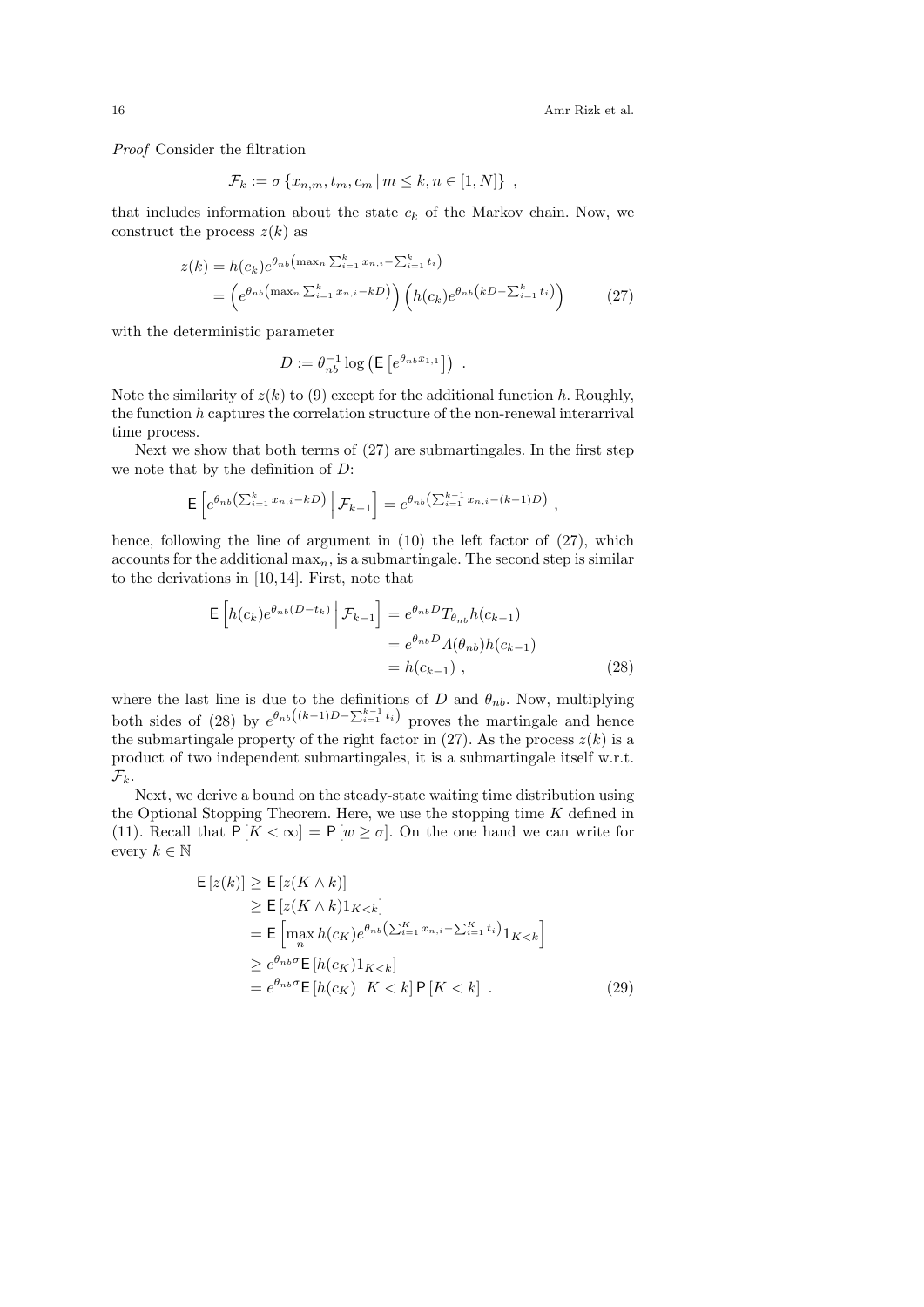*Proof* Consider the filtration

$$\mathcal{F}_k := \sigma\left\{x_{n,m}, t_m, c_m \,|\, m \leq k, n \in [1, N]\right\} ,$$

that includes information about the state $c_k$ of the Markov chain. Now, we construct the process $z(k)$ as

$$\begin{aligned} z(k) &= h(c_k) e^{\theta_{nb}\left(\max_n \sum_{i=1}^{k} x_{n,i} - \sum_{i=1}^{k} t_i\right)} \\ &= \left(e^{\theta_{nb}\left(\max_n \sum_{i=1}^{k} x_{n,i} - kD\right)}\right)\left(h(c_k) e^{\theta_{nb}\left(kD - \sum_{i=1}^{k} t_i\right)}\right) \end{aligned} \tag{27}$$

with the deterministic parameter

$$D := \theta_{nb}^{-1} \log\left(\mathsf{E}\left[e^{\theta_{nb} x_{1,1}}\right]\right) .$$

Note the similarity of $z(k)$ to (9) except for the additional function $h$. Roughly, the function $h$ captures the correlation structure of the non-renewal interarrival time process.

Next we show that both terms of (27) are submartingales. In the first step we note that by the definition of $D$:

$$\mathsf{E}\left[e^{\theta_{nb}\left(\sum_{i=1}^{k} x_{n,i} - kD\right)} \,\middle|\, \mathcal{F}_{k-1}\right] = e^{\theta_{nb}\left(\sum_{i=1}^{k-1} x_{n,i} - (k-1)D\right)} ,$$

hence, following the line of argument in (10) the left factor of (27), which accounts for the additional $\max_n$, is a submartingale. The second step is similar to the derivations in [10,14]. First, note that

$$\begin{aligned} \mathsf{E}\left[h(c_k) e^{\theta_{nb}(D - t_k)} \,\middle|\, \mathcal{F}_{k-1}\right] &= e^{\theta_{nb} D} T_{\theta_{nb}} h(c_{k-1}) \\ &= e^{\theta_{nb} D} \Lambda(\theta_{nb}) h(c_{k-1}) \\ &= h(c_{k-1}) , \end{aligned} \tag{28}$$

where the last line is due to the definitions of $D$ and $\theta_{nb}$. Now, multiplying both sides of (28) by $e^{\theta_{nb}\left((k-1)D - \sum_{i=1}^{k-1} t_i\right)}$ proves the martingale and hence the submartingale property of the right factor in (27). As the process $z(k)$ is a product of two independent submartingales, it is a submartingale itself w.r.t. $\mathcal{F}_k$.

Next, we derive a bound on the steady-state waiting time distribution using the Optional Stopping Theorem. Here, we use the stopping time $K$ defined in (11). Recall that $\mathsf{P}[K < \infty] = \mathsf{P}[w \geq \sigma]$. On the one hand we can write for every $k \in \mathbb{N}$

$$\begin{aligned} \mathsf{E}[z(k)] &\geq \mathsf{E}[z(K \wedge k)] \\ &\geq \mathsf{E}[z(K \wedge k) 1_{K<k}] \\ &= \mathsf{E}\left[\max_n h(c_K) e^{\theta_{nb}\left(\sum_{i=1}^{K} x_{n,i} - \sum_{i=1}^{K} t_i\right)} 1_{K<k}\right] \\ &\geq e^{\theta_{nb}\sigma} \mathsf{E}[h(c_K) 1_{K<k}] \\ &= e^{\theta_{nb}\sigma} \mathsf{E}[h(c_K) \,|\, K < k]\, \mathsf{P}[K < k] . \end{aligned} \tag{29}$$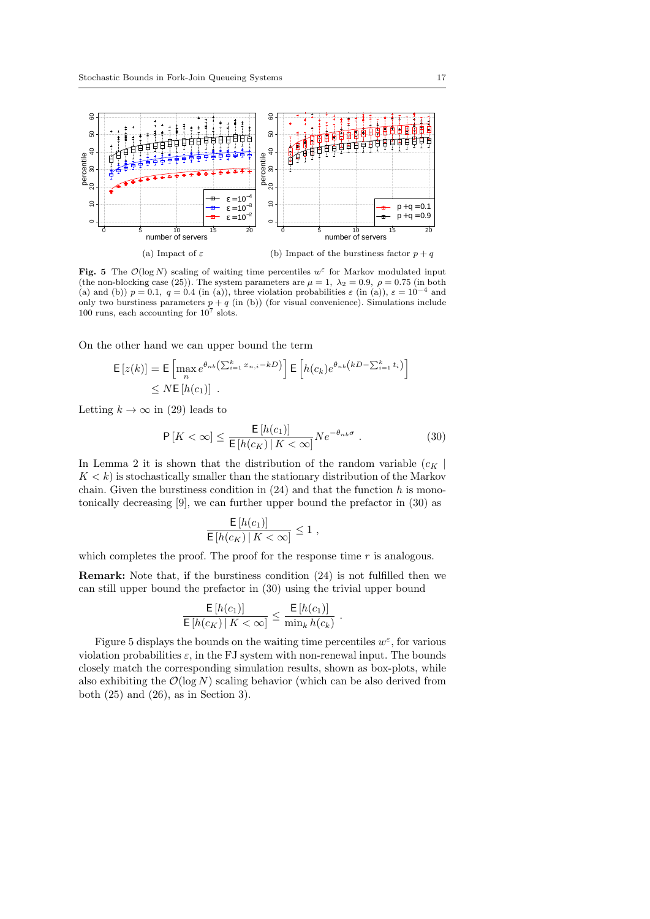(a) Impact of $\varepsilon$

(b) Impact of the burstiness factor $p + q$

**Fig. 5** The $\mathcal{O}(\log N)$ scaling of waiting time percentiles $w^{\varepsilon}$ for Markov modulated input (the non-blocking case (25)). The system parameters are $\mu = 1$, $\lambda_2 = 0.9$, $\rho = 0.75$ (in both (a) and (b)) $p = 0.1$, $q = 0.4$ (in (a)), three violation probabilities $\varepsilon$ (in (a)), $\varepsilon = 10^{-4}$ and only two burstiness parameters $p + q$ (in (b)) (for visual convenience). Simulations include 100 runs, each accounting for $10^7$ slots.

On the other hand we can upper bound the term

$$
\begin{aligned}
\mathsf{E}\left[z(k)\right] &= \mathsf{E}\left[\max_{n} e^{\theta_{nb}\left(\sum_{i=1}^{k} x_{n,i} - kD\right)}\right] \mathsf{E}\left[h(c_k) e^{\theta_{nb}\left(kD - \sum_{i=1}^{k} t_i\right)}\right] \\
&\leq N \mathsf{E}\left[h(c_1)\right] \ .
\end{aligned}
$$

Letting $k \to \infty$ in (29) leads to

$$
\mathsf{P}\left[K < \infty\right] \leq \frac{\mathsf{E}\left[h(c_1)\right]}{\mathsf{E}\left[h(c_K) \,|\, K < \infty\right]} N e^{-\theta_{nb}\sigma} \ . \tag{30}
$$

In Lemma 2 it is shown that the distribution of the random variable $(c_K \mid K < k)$ is stochastically smaller than the stationary distribution of the Markov chain. Given the burstiness condition in (24) and that the function $h$ is monotonically decreasing [9], we can further upper bound the prefactor in (30) as

$$
\frac{\mathsf{E}\left[h(c_1)\right]}{\mathsf{E}\left[h(c_K) \,|\, K < \infty\right]} \leq 1 \ ,
$$

which completes the proof. The proof for the response time $r$ is analogous.

**Remark:** Note that, if the burstiness condition (24) is not fulfilled then we can still upper bound the prefactor in (30) using the trivial upper bound

$$
\frac{\mathsf{E}\left[h(c_1)\right]}{\mathsf{E}\left[h(c_K) \,|\, K < \infty\right]} \leq \frac{\mathsf{E}\left[h(c_1)\right]}{\min_k h(c_k)} \ .
$$

Figure 5 displays the bounds on the waiting time percentiles $w^{\varepsilon}$, for various violation probabilities $\varepsilon$, in the FJ system with non-renewal input. The bounds closely match the corresponding simulation results, shown as box-plots, while also exhibiting the $\mathcal{O}(\log N)$ scaling behavior (which can be also derived from both (25) and (26), as in Section 3).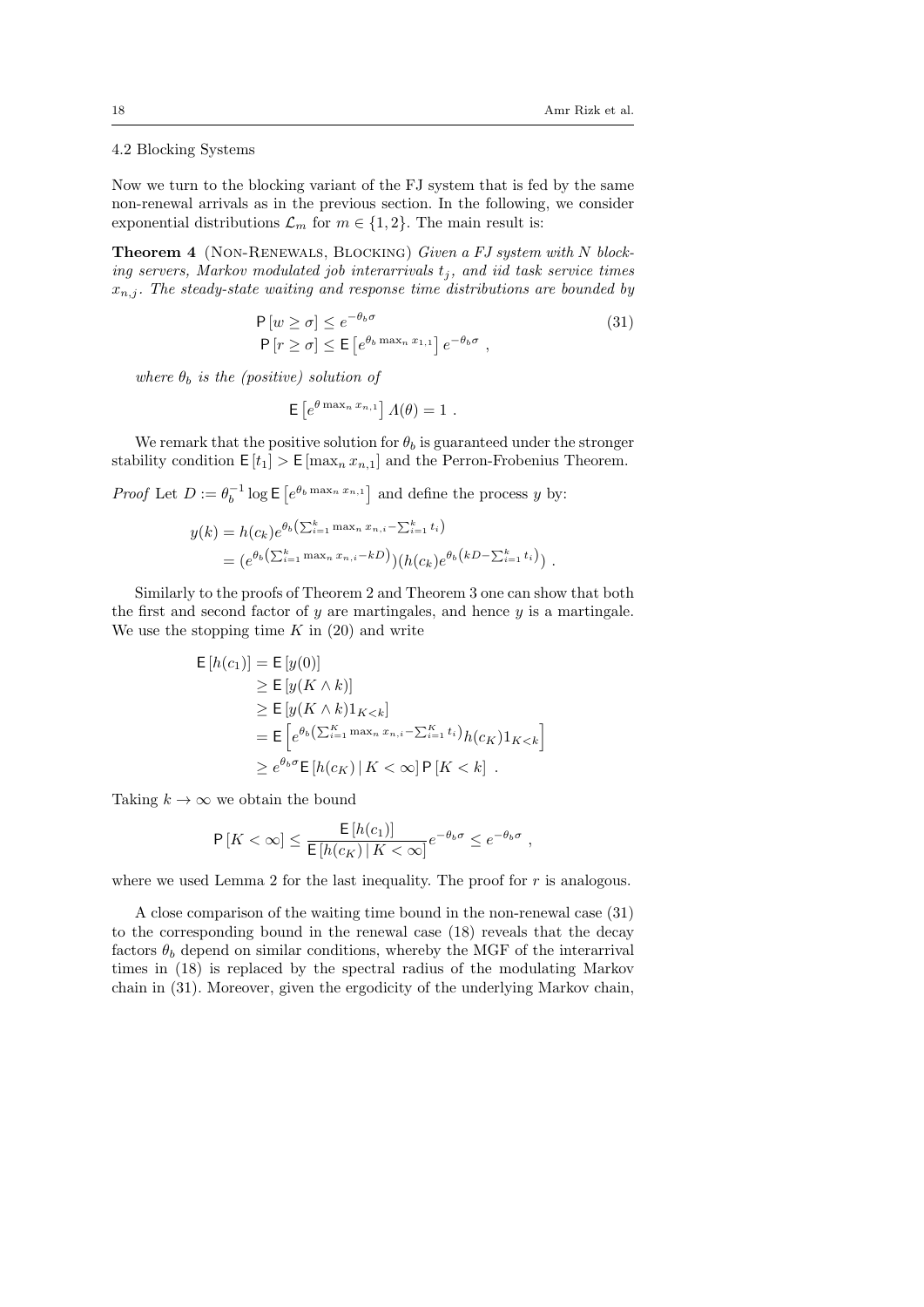### 4.2 Blocking Systems

Now we turn to the blocking variant of the FJ system that is fed by the same non-renewal arrivals as in the previous section. In the following, we consider exponential distributions $\mathcal{L}_m$ for $m \in \{1, 2\}$. The main result is:

**Theorem 4** (Non-Renewals, Blocking) *Given a FJ system with $N$ blocking servers, Markov modulated job interarrivals $t_j$, and iid task service times $x_{n,j}$. The steady-state waiting and response time distributions are bounded by*

$$
\begin{aligned}
\mathsf{P}[w \geq \sigma] &\leq e^{-\theta_b \sigma} \\
\mathsf{P}[r \geq \sigma] &\leq \mathsf{E}\left[e^{\theta_b \max_n x_{1,1}}\right] e^{-\theta_b \sigma} \ ,
\end{aligned}
\tag{31}
$$

*where $\theta_b$ is the (positive) solution of*

$$
\mathsf{E}\left[e^{\theta \max_n x_{n,1}}\right] \Lambda(\theta) = 1 \ .
$$

We remark that the positive solution for $\theta_b$ is guaranteed under the stronger stability condition $\mathsf{E}[t_1] > \mathsf{E}[\max_n x_{n,1}]$ and the Perron-Frobenius Theorem.

*Proof* Let $D := \theta_b^{-1} \log \mathsf{E}\left[e^{\theta_b \max_n x_{n,1}}\right]$ and define the process $y$ by:

$$
\begin{aligned}
y(k) &= h(c_k) e^{\theta_b \left(\sum_{i=1}^{k} \max_n x_{n,i} - \sum_{i=1}^{k} t_i\right)} \\
&= \left(e^{\theta_b \left(\sum_{i=1}^{k} \max_n x_{n,i} - kD\right)}\right)\left(h(c_k) e^{\theta_b \left(kD - \sum_{i=1}^{k} t_i\right)}\right) \ .
\end{aligned}
$$

Similarly to the proofs of Theorem 2 and Theorem 3 one can show that both the first and second factor of $y$ are martingales, and hence $y$ is a martingale. We use the stopping time $K$ in (20) and write

$$
\begin{aligned}
\mathsf{E}[h(c_1)] &= \mathsf{E}[y(0)] \\
&\geq \mathsf{E}[y(K \wedge k)] \\
&\geq \mathsf{E}[y(K \wedge k) 1_{K<k}] \\
&= \mathsf{E}\left[e^{\theta_b \left(\sum_{i=1}^{K} \max_n x_{n,i} - \sum_{i=1}^{K} t_i\right)} h(c_K) 1_{K<k}\right] \\
&\geq e^{\theta_b \sigma} \mathsf{E}[h(c_K) \,|\, K < \infty] \, \mathsf{P}[K < k] \ .
\end{aligned}
$$

Taking $k \to \infty$ we obtain the bound

$$
\mathsf{P}[K < \infty] \leq \frac{\mathsf{E}[h(c_1)]}{\mathsf{E}[h(c_K) \,|\, K < \infty]} e^{-\theta_b \sigma} \leq e^{-\theta_b \sigma} \ ,
$$

where we used Lemma 2 for the last inequality. The proof for $r$ is analogous.

A close comparison of the waiting time bound in the non-renewal case (31) to the corresponding bound in the renewal case (18) reveals that the decay factors $\theta_b$ depend on similar conditions, whereby the MGF of the interarrival times in (18) is replaced by the spectral radius of the modulating Markov chain in (31). Moreover, given the ergodicity of the underlying Markov chain,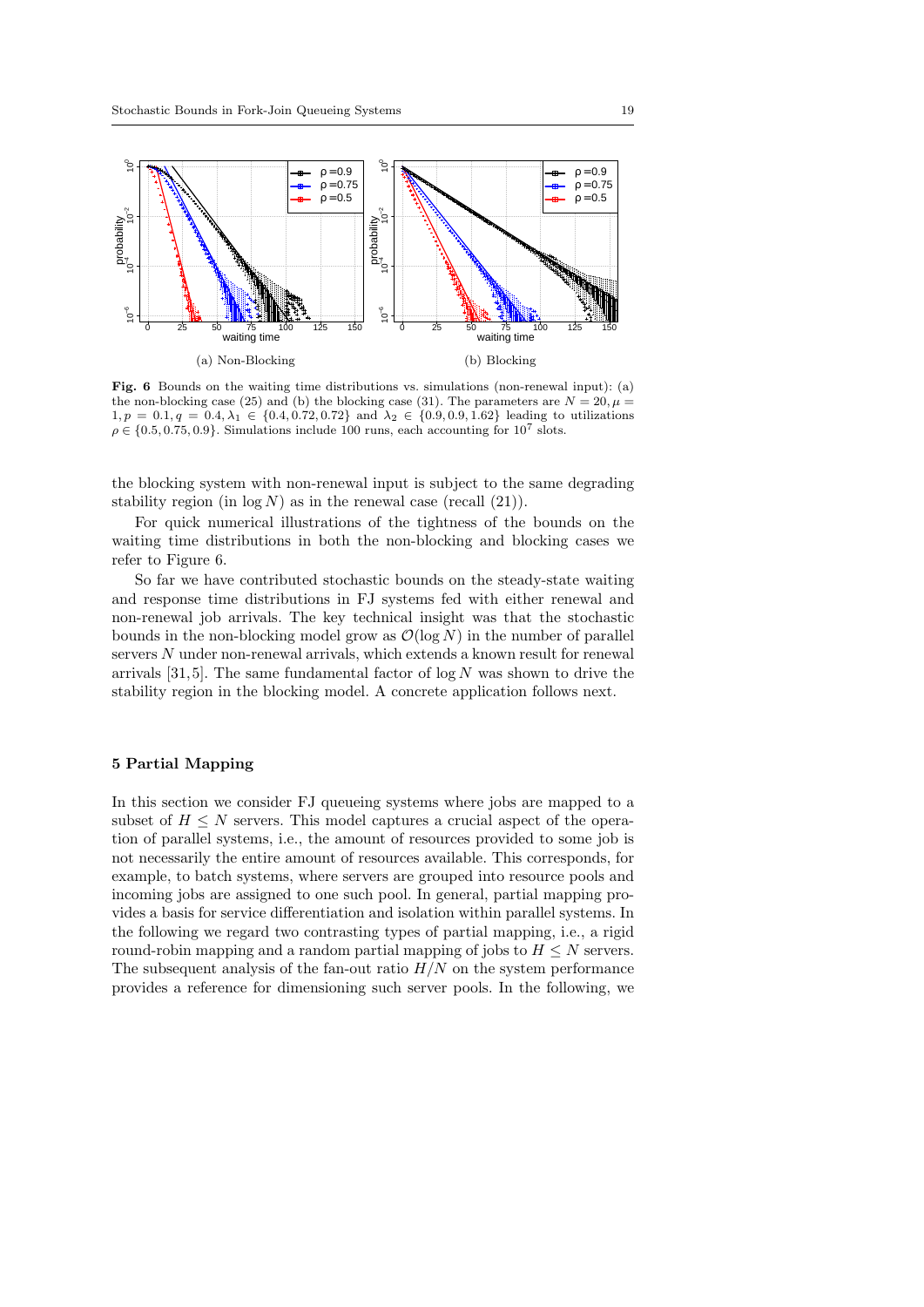(a) Non-Blocking

(b) Blocking

**Fig. 6** Bounds on the waiting time distributions vs. simulations (non-renewal input): (a) the non-blocking case (25) and (b) the blocking case (31). The parameters are $N = 20, \mu = 1, p = 0.1, q = 0.4, \lambda_1 \in \{0.4, 0.72, 0.72\}$ and $\lambda_2 \in \{0.9, 0.9, 1.62\}$ leading to utilizations $\rho \in \{0.5, 0.75, 0.9\}$. Simulations include 100 runs, each accounting for $10^7$ slots.

the blocking system with non-renewal input is subject to the same degrading stability region (in $\log N$) as in the renewal case (recall (21)).

For quick numerical illustrations of the tightness of the bounds on the waiting time distributions in both the non-blocking and blocking cases we refer to Figure 6.

So far we have contributed stochastic bounds on the steady-state waiting and response time distributions in FJ systems fed with either renewal and non-renewal job arrivals. The key technical insight was that the stochastic bounds in the non-blocking model grow as $\mathcal{O}(\log N)$ in the number of parallel servers $N$ under non-renewal arrivals, which extends a known result for renewal arrivals [31, 5]. The same fundamental factor of $\log N$ was shown to drive the stability region in the blocking model. A concrete application follows next.

## 5 Partial Mapping

In this section we consider FJ queueing systems where jobs are mapped to a subset of $H \leq N$ servers. This model captures a crucial aspect of the operation of parallel systems, i.e., the amount of resources provided to some job is not necessarily the entire amount of resources available. This corresponds, for example, to batch systems, where servers are grouped into resource pools and incoming jobs are assigned to one such pool. In general, partial mapping provides a basis for service differentiation and isolation within parallel systems. In the following we regard two contrasting types of partial mapping, i.e., a rigid round-robin mapping and a random partial mapping of jobs to $H \leq N$ servers. The subsequent analysis of the fan-out ratio $H/N$ on the system performance provides a reference for dimensioning such server pools. In the following, we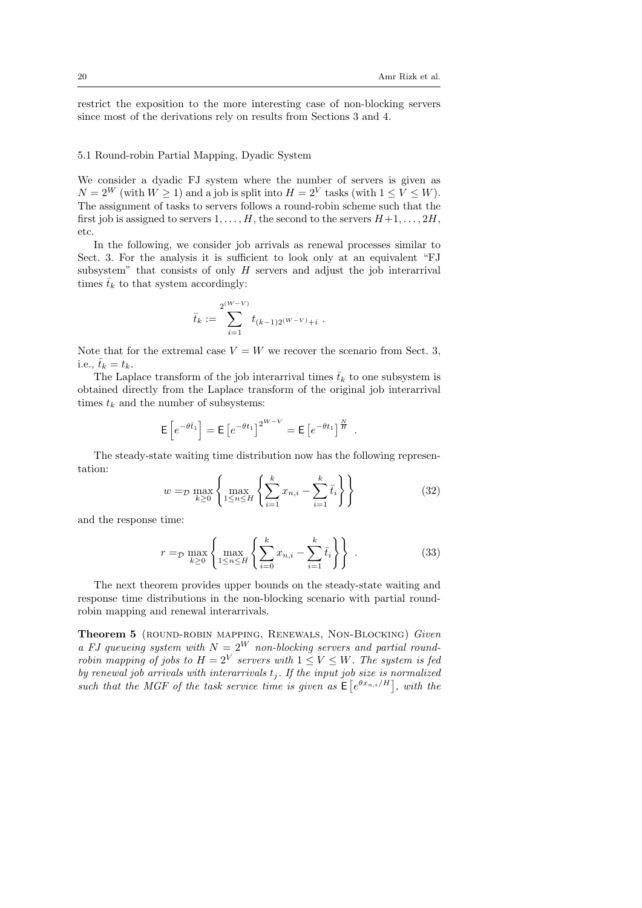restrict the exposition to the more interesting case of non-blocking servers since most of the derivations rely on results from Sections 3 and 4.

### 5.1 Round-robin Partial Mapping, Dyadic System

We consider a dyadic FJ system where the number of servers is given as $N = 2^W$ (with $W \geq 1$) and a job is split into $H = 2^V$ tasks (with $1 \leq V \leq W$). The assignment of tasks to servers follows a round-robin scheme such that the first job is assigned to servers $1, \ldots, H$, the second to the servers $H+1, \ldots, 2H$, etc.

In the following, we consider job arrivals as renewal processes similar to Sect. 3. For the analysis it is sufficient to look only at an equivalent "FJ subsystem" that consists of only $H$ servers and adjust the job interarrival times $\bar{t}_k$ to that system accordingly:

$$\bar{t}_k := \sum_{i=1}^{2^{(W-V)}} t_{(k-1)2^{(W-V)}+i} \; .$$

Note that for the extremal case $V = W$ we recover the scenario from Sect. 3, i.e., $\bar{t}_k = t_k$.

The Laplace transform of the job interarrival times $\bar{t}_k$ to one subsystem is obtained directly from the Laplace transform of the original job interarrival times $t_k$ and the number of subsystems:

$$\mathsf{E}\left[e^{-\theta \bar{t}_1}\right] = \mathsf{E}\left[e^{-\theta t_1}\right]^{2^{W-V}} = \mathsf{E}\left[e^{-\theta t_1}\right]^{\frac{N}{H}} \; .$$

The steady-state waiting time distribution now has the following representation:

$$w =_{\mathcal{D}} \max_{k \geq 0} \left\{ \max_{1 \leq n \leq H} \left\{ \sum_{i=1}^{k} x_{n,i} - \sum_{i=1}^{k} \bar{t}_i \right\} \right\} \tag{32}$$

and the response time:

$$r =_{\mathcal{D}} \max_{k \geq 0} \left\{ \max_{1 \leq n \leq H} \left\{ \sum_{i=0}^{k} x_{n,i} - \sum_{i=1}^{k} \bar{t}_i \right\} \right\} \; . \tag{33}$$

The next theorem provides upper bounds on the steady-state waiting and response time distributions in the non-blocking scenario with partial round-robin mapping and renewal interarrivals.

**Theorem 5** (Round-robin mapping, Renewals, Non-Blocking) *Given a FJ queueing system with $N = 2^W$ non-blocking servers and partial round-robin mapping of jobs to $H = 2^V$ servers with $1 \leq V \leq W$. The system is fed by renewal job arrivals with interarrivals $t_j$. If the input job size is normalized such that the MGF of the task service time is given as $\mathsf{E}\left[e^{\theta x_{n,i}/H}\right]$, with the*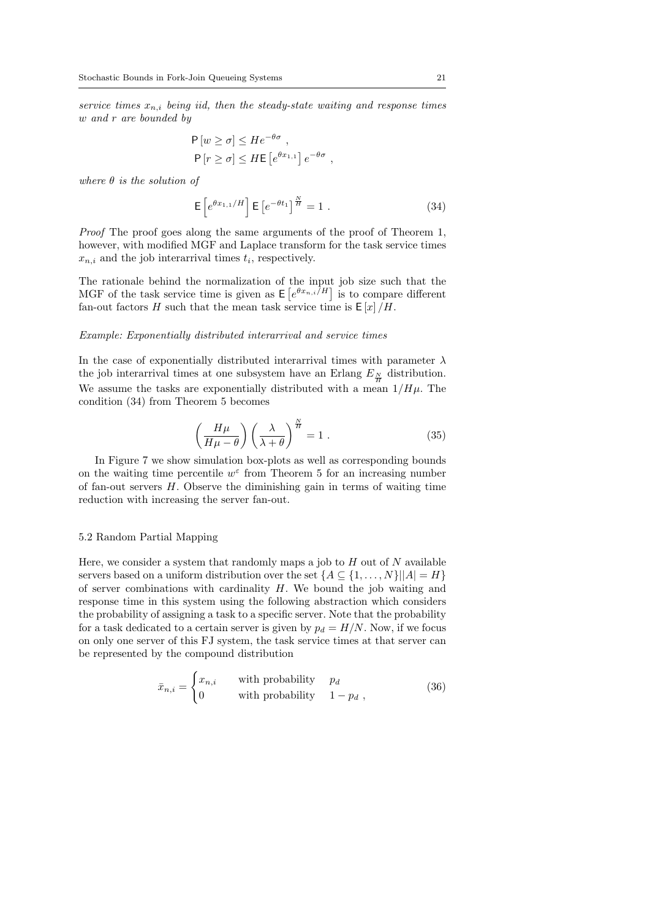*service times $x_{n,i}$ being iid, then the steady-state waiting and response times $w$ and $r$ are bounded by*

$$
\begin{aligned}
\mathsf{P}\left[w \geq \sigma\right] &\leq H e^{-\theta\sigma} \ , \\
\mathsf{P}\left[r \geq \sigma\right] &\leq H \mathsf{E}\left[e^{\theta x_{1,1}}\right] e^{-\theta\sigma} \ ,
\end{aligned}
$$

*where $\theta$ is the solution of*

$$
\mathsf{E}\left[e^{\theta x_{1,1}/H}\right] \mathsf{E}\left[e^{-\theta t_1}\right]^{\frac{N}{H}} = 1 \ . \tag{34}
$$

*Proof* The proof goes along the same arguments of the proof of Theorem 1, however, with modified MGF and Laplace transform for the task service times $x_{n,i}$ and the job interarrival times $t_i$, respectively.

The rationale behind the normalization of the input job size such that the MGF of the task service time is given as $\mathsf{E}\left[e^{\theta x_{n,i}/H}\right]$ is to compare different fan-out factors $H$ such that the mean task service time is $\mathsf{E}\left[x\right]/H$.

*Example: Exponentially distributed interarrival and service times*

In the case of exponentially distributed interarrival times with parameter $\lambda$ the job interarrival times at one subsystem have an Erlang $E_{\frac{N}{H}}$ distribution. We assume the tasks are exponentially distributed with a mean $1/H\mu$. The condition (34) from Theorem 5 becomes

$$
\left(\frac{H\mu}{H\mu - \theta}\right)\left(\frac{\lambda}{\lambda + \theta}\right)^{\frac{N}{H}} = 1 \ . \tag{35}
$$

In Figure 7 we show simulation box-plots as well as corresponding bounds on the waiting time percentile $w^{\varepsilon}$ from Theorem 5 for an increasing number of fan-out servers $H$. Observe the diminishing gain in terms of waiting time reduction with increasing the server fan-out.

### 5.2 Random Partial Mapping

Here, we consider a system that randomly maps a job to $H$ out of $N$ available servers based on a uniform distribution over the set $\{A \subseteq \{1, \ldots, N\} | |A| = H\}$ of server combinations with cardinality $H$. We bound the job waiting and response time in this system using the following abstraction which considers the probability of assigning a task to a specific server. Note that the probability for a task dedicated to a certain server is given by $p_d = H/N$. Now, if we focus on only one server of this FJ system, the task service times at that server can be represented by the compound distribution

$$
\bar{x}_{n,i} = \begin{cases} x_{n,i} & \text{with probability} \quad p_d \\ 0 & \text{with probability} \quad 1 - p_d \ , \end{cases} \tag{36}
$$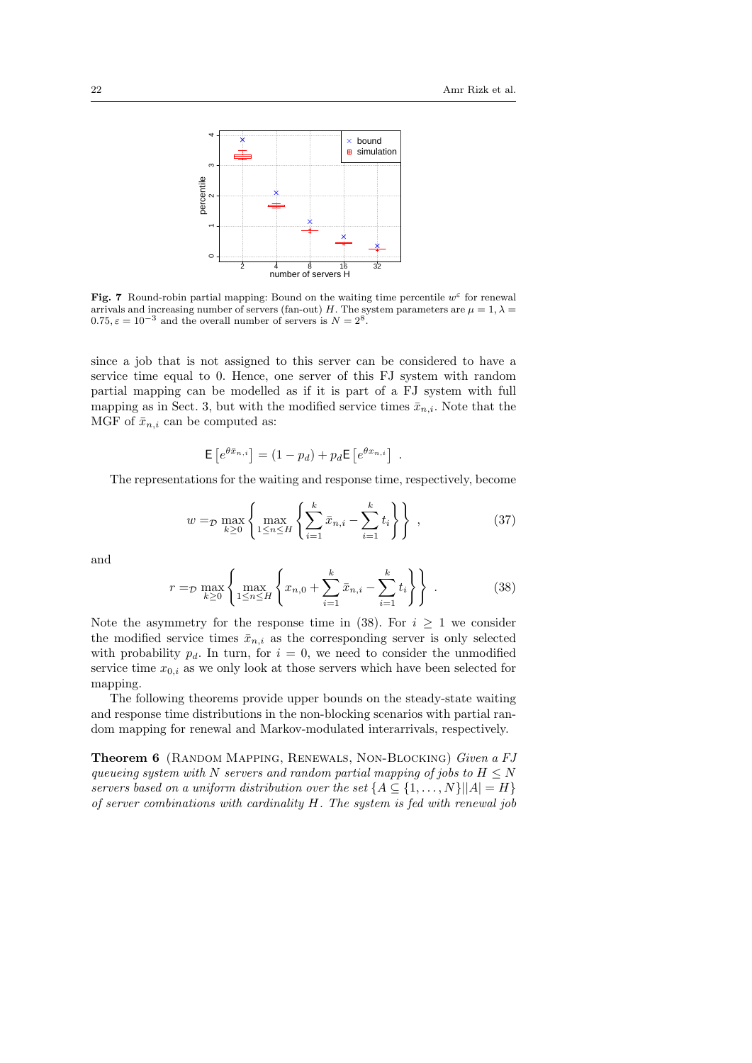**Fig. 7** Round-robin partial mapping: Bound on the waiting time percentile $w^\varepsilon$ for renewal arrivals and increasing number of servers (fan-out) $H$. The system parameters are $\mu = 1, \lambda = 0.75, \varepsilon = 10^{-3}$ and the overall number of servers is $N = 2^8$.

since a job that is not assigned to this server can be considered to have a service time equal to 0. Hence, one server of this FJ system with random partial mapping can be modelled as if it is part of a FJ system with full mapping as in Sect. 3, but with the modified service times $\bar{x}_{n,i}$. Note that the MGF of $\bar{x}_{n,i}$ can be computed as:

$$\mathsf{E}\left[e^{\theta \bar{x}_{n,i}}\right] = (1 - p_d) + p_d \mathsf{E}\left[e^{\theta x_{n,i}}\right] \ .$$

The representations for the waiting and response time, respectively, become

$$w =_{\mathcal{D}} \max_{k \geq 0} \left\{ \max_{1 \leq n \leq H} \left\{ \sum_{i=1}^{k} \bar{x}_{n,i} - \sum_{i=1}^{k} t_i \right\} \right\} , \tag{37}$$

and

$$r =_{\mathcal{D}} \max_{k \geq 0} \left\{ \max_{1 \leq n \leq H} \left\{ x_{n,0} + \sum_{i=1}^{k} \bar{x}_{n,i} - \sum_{i=1}^{k} t_i \right\} \right\} . \tag{38}$$

Note the asymmetry for the response time in (38). For $i \geq 1$ we consider the modified service times $\bar{x}_{n,i}$ as the corresponding server is only selected with probability $p_d$. In turn, for $i = 0$, we need to consider the unmodified service time $x_{0,i}$ as we only look at those servers which have been selected for mapping.

The following theorems provide upper bounds on the steady-state waiting and response time distributions in the non-blocking scenarios with partial random mapping for renewal and Markov-modulated interarrivals, respectively.

**Theorem 6** (Random Mapping, Renewals, Non-Blocking) *Given a FJ queueing system with $N$ servers and random partial mapping of jobs to $H \leq N$ servers based on a uniform distribution over the set $\{A \subseteq \{1, \ldots, N\} | |A| = H\}$ of server combinations with cardinality $H$. The system is fed with renewal job*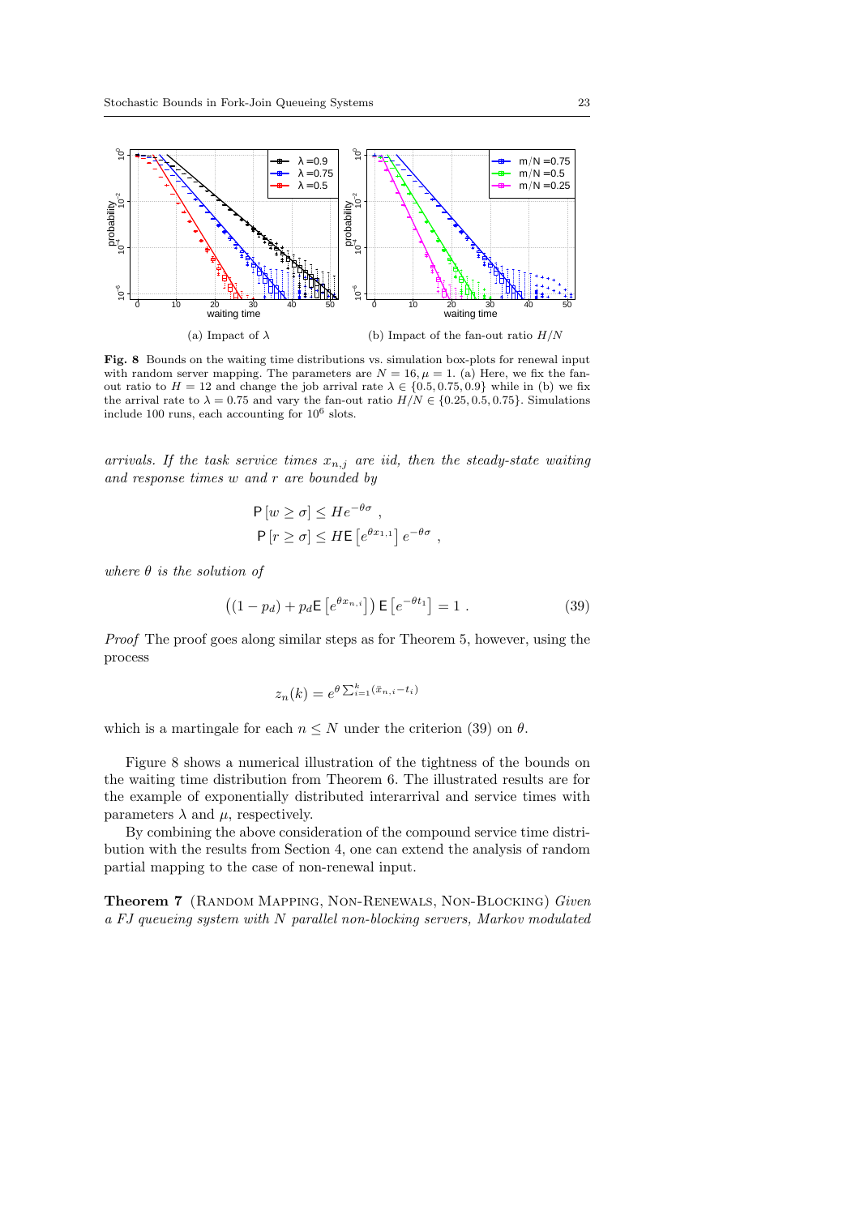(a) Impact of $\lambda$

(b) Impact of the fan-out ratio $H/N$

**Fig. 8** Bounds on the waiting time distributions vs. simulation box-plots for renewal input with random server mapping. The parameters are $N = 16, \mu = 1$. (a) Here, we fix the fan-out ratio to $H = 12$ and change the job arrival rate $\lambda \in \{0.5, 0.75, 0.9\}$ while in (b) we fix the arrival rate to $\lambda = 0.75$ and vary the fan-out ratio $H/N \in \{0.25, 0.5, 0.75\}$. Simulations include 100 runs, each accounting for $10^6$ slots.

*arrivals. If the task service times $x_{n,j}$ are iid, then the steady-state waiting and response times $w$ and $r$ are bounded by*

$$\mathsf{P}\left[w \geq \sigma\right] \leq H e^{-\theta\sigma} \ ,$$
$$\mathsf{P}\left[r \geq \sigma\right] \leq H \mathsf{E}\left[e^{\theta x_{1,1}}\right] e^{-\theta\sigma} \ ,$$

*where $\theta$ is the solution of*

$$\left((1 - p_d) + p_d \mathsf{E}\left[e^{\theta x_{n,i}}\right]\right) \mathsf{E}\left[e^{-\theta t_1}\right] = 1 \ . \tag{39}$$

*Proof* The proof goes along similar steps as for Theorem 5, however, using the process

$$z_n(k) = e^{\theta \sum_{i=1}^{k} (\bar{x}_{n,i} - t_i)}$$

which is a martingale for each $n \leq N$ under the criterion (39) on $\theta$.

Figure 8 shows a numerical illustration of the tightness of the bounds on the waiting time distribution from Theorem 6. The illustrated results are for the example of exponentially distributed interarrival and service times with parameters $\lambda$ and $\mu$, respectively.

By combining the above consideration of the compound service time distribution with the results from Section 4, one can extend the analysis of random partial mapping to the case of non-renewal input.

**Theorem 7** (Random Mapping, Non-Renewals, Non-Blocking) *Given a FJ queueing system with $N$ parallel non-blocking servers, Markov modulated*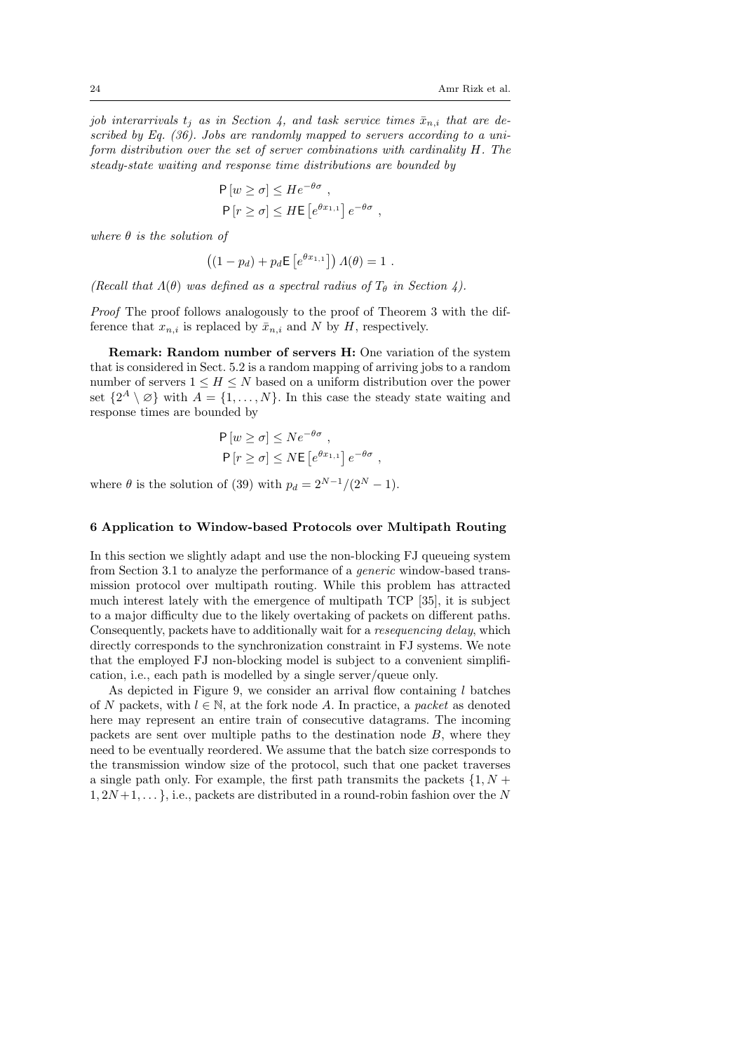*job interarrivals $t_j$ as in Section 4, and task service times $\bar{x}_{n,i}$ that are described by Eq. (36). Jobs are randomly mapped to servers according to a uniform distribution over the set of server combinations with cardinality $H$. The steady-state waiting and response time distributions are bounded by*

$$
\begin{aligned}
\mathsf{P}[w \geq \sigma] &\leq He^{-\theta\sigma} , \\
\mathsf{P}[r \geq \sigma] &\leq H\mathsf{E}\left[e^{\theta x_{1,1}}\right] e^{-\theta\sigma} ,
\end{aligned}
$$

*where $\theta$ is the solution of*

$$
\left((1-p_d) + p_d \mathsf{E}\left[e^{\theta x_{1,1}}\right]\right) \Lambda(\theta) = 1 .
$$

*(Recall that $\Lambda(\theta)$ was defined as a spectral radius of $T_\theta$ in Section 4).*

*Proof* The proof follows analogously to the proof of Theorem 3 with the difference that $x_{n,i}$ is replaced by $\bar{x}_{n,i}$ and $N$ by $H$, respectively.

**Remark: Random number of servers H:** One variation of the system that is considered in Sect. 5.2 is a random mapping of arriving jobs to a random number of servers $1 \leq H \leq N$ based on a uniform distribution over the power set $\{2^A \setminus \varnothing\}$ with $A = \{1, \ldots, N\}$. In this case the steady state waiting and response times are bounded by

$$
\begin{aligned}
\mathsf{P}[w \geq \sigma] &\leq Ne^{-\theta\sigma} , \\
\mathsf{P}[r \geq \sigma] &\leq N\mathsf{E}\left[e^{\theta x_{1,1}}\right] e^{-\theta\sigma} ,
\end{aligned}
$$

where $\theta$ is the solution of (39) with $p_d = 2^{N-1}/(2^N - 1)$.

## 6 Application to Window-based Protocols over Multipath Routing

In this section we slightly adapt and use the non-blocking FJ queueing system from Section 3.1 to analyze the performance of a *generic* window-based transmission protocol over multipath routing. While this problem has attracted much interest lately with the emergence of multipath TCP [35], it is subject to a major difficulty due to the likely overtaking of packets on different paths. Consequently, packets have to additionally wait for a *resequencing delay*, which directly corresponds to the synchronization constraint in FJ systems. We note that the employed FJ non-blocking model is subject to a convenient simplification, i.e., each path is modelled by a single server/queue only.

As depicted in Figure 9, we consider an arrival flow containing $l$ batches of $N$ packets, with $l \in \mathbb{N}$, at the fork node $A$. In practice, a *packet* as denoted here may represent an entire train of consecutive datagrams. The incoming packets are sent over multiple paths to the destination node $B$, where they need to be eventually reordered. We assume that the batch size corresponds to the transmission window size of the protocol, such that one packet traverses a single path only. For example, the first path transmits the packets $\{1, N+1, 2N+1, \ldots\}$, i.e., packets are distributed in a round-robin fashion over the $N$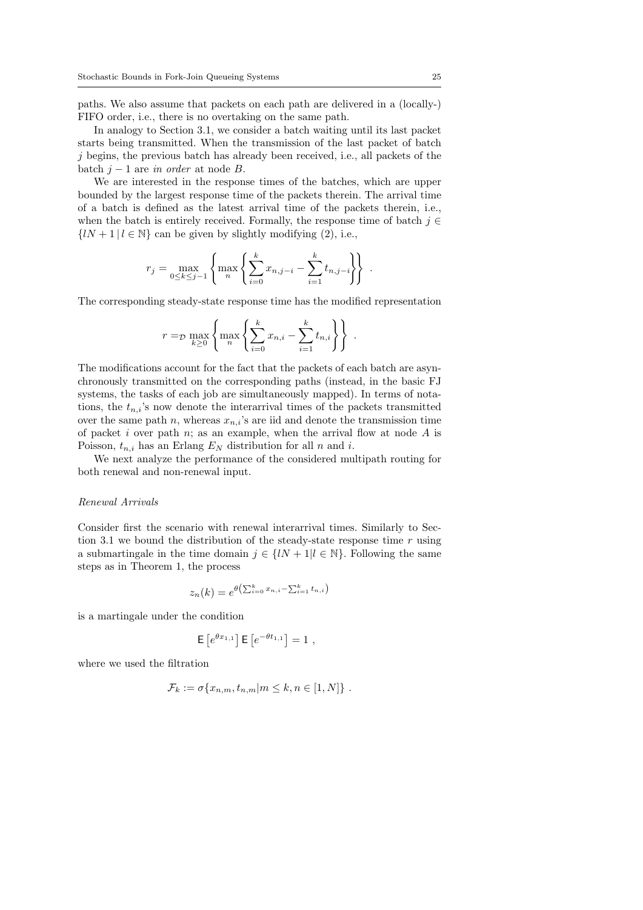paths. We also assume that packets on each path are delivered in a (locally-) FIFO order, i.e., there is no overtaking on the same path.

In analogy to Section 3.1, we consider a batch waiting until its last packet starts being transmitted. When the transmission of the last packet of batch $j$ begins, the previous batch has already been received, i.e., all packets of the batch $j-1$ are *in order* at node $B$.

We are interested in the response times of the batches, which are upper bounded by the largest response time of the packets therein. The arrival time of a batch is defined as the latest arrival time of the packets therein, i.e., when the batch is entirely received. Formally, the response time of batch $j \in \{lN+1 \,|\, l \in \mathbb{N}\}$ can be given by slightly modifying (2), i.e.,

$$r_j = \max_{0 \le k \le j-1} \left\{ \max_n \left\{ \sum_{i=0}^{k} x_{n,j-i} - \sum_{i=1}^{k} t_{n,j-i} \right\} \right\} .$$

The corresponding steady-state response time has the modified representation

$$r =_{\mathcal{D}} \max_{k \ge 0} \left\{ \max_n \left\{ \sum_{i=0}^{k} x_{n,i} - \sum_{i=1}^{k} t_{n,i} \right\} \right\} .$$

The modifications account for the fact that the packets of each batch are asynchronously transmitted on the corresponding paths (instead, in the basic FJ systems, the tasks of each job are simultaneously mapped). In terms of notations, the $t_{n,i}$'s now denote the interarrival times of the packets transmitted over the same path $n$, whereas $x_{n,i}$'s are iid and denote the transmission time of packet $i$ over path $n$; as an example, when the arrival flow at node $A$ is Poisson, $t_{n,i}$ has an Erlang $E_N$ distribution for all $n$ and $i$.

We next analyze the performance of the considered multipath routing for both renewal and non-renewal input.

*Renewal Arrivals*

Consider first the scenario with renewal interarrival times. Similarly to Section 3.1 we bound the distribution of the steady-state response time $r$ using a submartingale in the time domain $j \in \{lN+1 | l \in \mathbb{N}\}$. Following the same steps as in Theorem 1, the process

$$z_n(k) = e^{\theta\left(\sum_{i=0}^{k} x_{n,i} - \sum_{i=1}^{k} t_{n,i}\right)}$$

is a martingale under the condition

$$\mathsf{E}\left[e^{\theta x_{1,1}}\right] \mathsf{E}\left[e^{-\theta t_{1,1}}\right] = 1 ,$$

where we used the filtration

$$\mathcal{F}_k := \sigma\{x_{n,m}, t_{n,m} | m \le k, n \in [1, N]\} .$$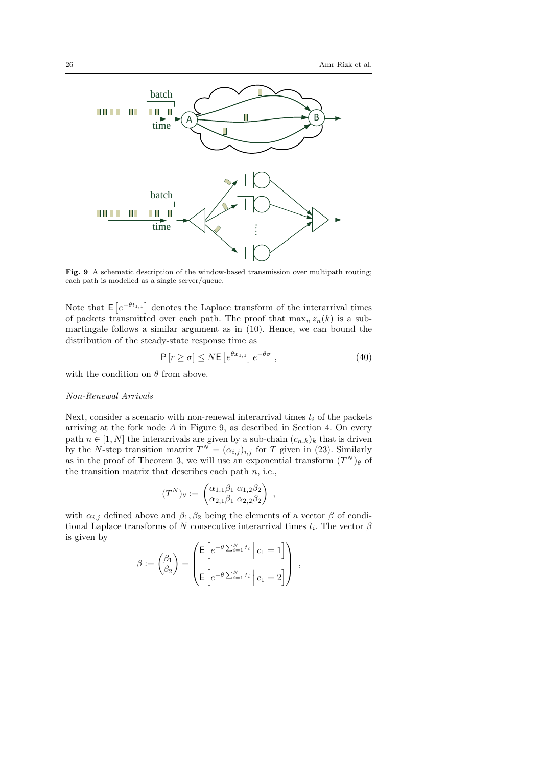**Fig. 9** A schematic description of the window-based transmission over multipath routing; each path is modelled as a single server/queue.

Note that $\mathsf{E}\left[e^{-\theta t_{1,1}}\right]$ denotes the Laplace transform of the interarrival times of packets transmitted over each path. The proof that $\max_n z_n(k)$ is a sub-martingale follows a similar argument as in (10). Hence, we can bound the distribution of the steady-state response time as

$$\mathsf{P}\left[r \geq \sigma\right] \leq N \mathsf{E}\left[e^{\theta x_{1,1}}\right] e^{-\theta\sigma} \,, \tag{40}$$

with the condition on $\theta$ from above.

*Non-Renewal Arrivals*

Next, consider a scenario with non-renewal interarrival times $t_i$ of the packets arriving at the fork node $A$ in Figure 9, as described in Section 4. On every path $n \in [1, N]$ the interarrivals are given by a sub-chain $(c_{n,k})_k$ that is driven by the $N$-step transition matrix $T^N = (\alpha_{i,j})_{i,j}$ for $T$ given in (23). Similarly as in the proof of Theorem 3, we will use an exponential transform $(T^N)_\theta$ of the transition matrix that describes each path $n$, i.e.,

$$(T^N)_\theta := \begin{pmatrix} \alpha_{1,1}\beta_1 & \alpha_{1,2}\beta_2 \\ \alpha_{2,1}\beta_1 & \alpha_{2,2}\beta_2 \end{pmatrix} \,,$$

with $\alpha_{i,j}$ defined above and $\beta_1, \beta_2$ being the elements of a vector $\beta$ of conditional Laplace transforms of $N$ consecutive interarrival times $t_i$. The vector $\beta$ is given by

$$\beta := \begin{pmatrix} \beta_1 \\ \beta_2 \end{pmatrix} = \begin{pmatrix} \mathsf{E}\left[e^{-\theta \sum_{i=1}^{N} t_i} \,\middle|\, c_1 = 1\right] \\ \mathsf{E}\left[e^{-\theta \sum_{i=1}^{N} t_i} \,\middle|\, c_1 = 2\right] \end{pmatrix} \,,$$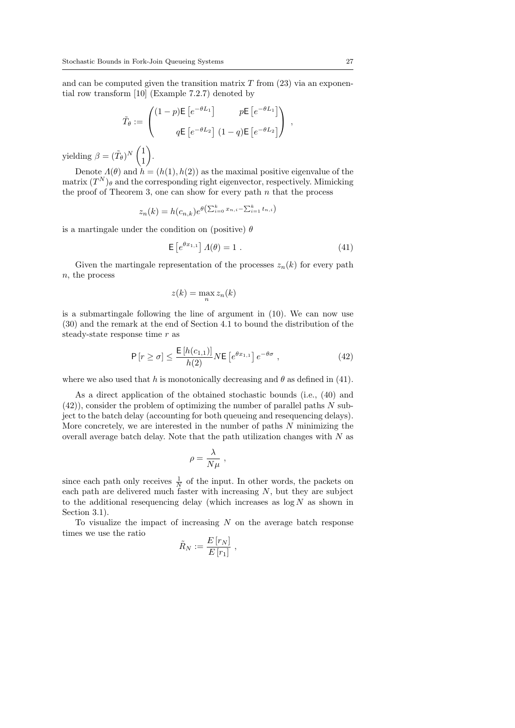and can be computed given the transition matrix $T$ from (23) via an exponential row transform [10] (Example 7.2.7) denoted by

$$\tilde{T}_\theta := \begin{pmatrix} (1-p)\mathsf{E}\left[e^{-\theta L_1}\right] & p\mathsf{E}\left[e^{-\theta L_1}\right] \\ q\mathsf{E}\left[e^{-\theta L_2}\right] & (1-q)\mathsf{E}\left[e^{-\theta L_2}\right] \end{pmatrix} ,$$

yielding $\beta = (\tilde{T}_\theta)^N \begin{pmatrix} 1 \\ 1 \end{pmatrix}$.

Denote $\Lambda(\theta)$ and $h = (h(1), h(2))$ as the maximal positive eigenvalue of the matrix $(T^N)_\theta$ and the corresponding right eigenvector, respectively. Mimicking the proof of Theorem 3, one can show for every path $n$ that the process

$$z_n(k) = h(c_{n,k}) e^{\theta\left(\sum_{i=0}^{k} x_{n,i} - \sum_{i=1}^{k} t_{n,i}\right)}$$

is a martingale under the condition on (positive) $\theta$

$$\mathsf{E}\left[e^{\theta x_{1,1}}\right] \Lambda(\theta) = 1 \ . \tag{41}$$

Given the martingale representation of the processes $z_n(k)$ for every path $n$, the process

$$z(k) = \max_n z_n(k)$$

is a submartingale following the line of argument in (10). We can now use (30) and the remark at the end of Section 4.1 to bound the distribution of the steady-state response time $r$ as

$$\mathsf{P}\left[r \geq \sigma\right] \leq \frac{\mathsf{E}\left[h(c_{1,1})\right]}{h(2)} N \mathsf{E}\left[e^{\theta x_{1,1}}\right] e^{-\theta\sigma} \ , \tag{42}$$

where we also used that $h$ is monotonically decreasing and $\theta$ as defined in (41).

As a direct application of the obtained stochastic bounds (i.e., (40) and (42)), consider the problem of optimizing the number of parallel paths $N$ subject to the batch delay (accounting for both queueing and resequencing delays). More concretely, we are interested in the number of paths $N$ minimizing the overall average batch delay. Note that the path utilization changes with $N$ as

$$\rho = \frac{\lambda}{N\mu} \ ,$$

since each path only receives $\frac{1}{N}$ of the input. In other words, the packets on each path are delivered much faster with increasing $N$, but they are subject to the additional resequencing delay (which increases as $\log N$ as shown in Section 3.1).

To visualize the impact of increasing $N$ on the average batch response times we use the ratio

$$\tilde{R}_N := \frac{E\left[r_N\right]}{E\left[r_1\right]} \ ,$$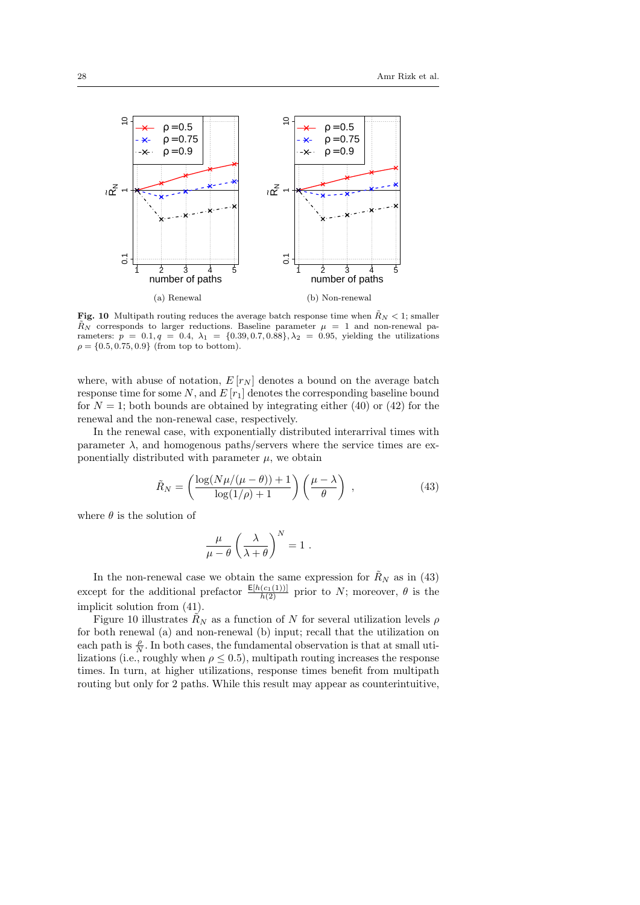(a) Renewal

(b) Non-renewal

**Fig. 10** Multipath routing reduces the average batch response time when $\tilde{R}_N < 1$; smaller $\tilde{R}_N$ corresponds to larger reductions. Baseline parameter $\mu = 1$ and non-renewal parameters: $p = 0.1, q = 0.4$, $\lambda_1 = \{0.39, 0.7, 0.88\}, \lambda_2 = 0.95$, yielding the utilizations $\rho = \{0.5, 0.75, 0.9\}$ (from top to bottom).

where, with abuse of notation, $E[r_N]$ denotes a bound on the average batch response time for some $N$, and $E[r_1]$ denotes the corresponding baseline bound for $N = 1$; both bounds are obtained by integrating either (40) or (42) for the renewal and the non-renewal case, respectively.

In the renewal case, with exponentially distributed interarrival times with parameter $\lambda$, and homogenous paths/servers where the service times are exponentially distributed with parameter $\mu$, we obtain

$$\tilde{R}_N = \left( \frac{\log(N\mu/(\mu - \theta)) + 1}{\log(1/\rho) + 1} \right) \left( \frac{\mu - \lambda}{\theta} \right) , \tag{43}$$

where $\theta$ is the solution of

$$\frac{\mu}{\mu - \theta} \left( \frac{\lambda}{\lambda + \theta} \right)^N = 1 .$$

In the non-renewal case we obtain the same expression for $\tilde{R}_N$ as in (43) except for the additional prefactor $\frac{\mathsf{E}[h(c_1(1))]}{h(2)}$ prior to $N$; moreover, $\theta$ is the implicit solution from (41).

Figure 10 illustrates $\tilde{R}_N$ as a function of $N$ for several utilization levels $\rho$ for both renewal (a) and non-renewal (b) input; recall that the utilization on each path is $\frac{\rho}{N}$. In both cases, the fundamental observation is that at small utilizations (i.e., roughly when $\rho \leq 0.5$), multipath routing increases the response times. In turn, at higher utilizations, response times benefit from multipath routing but only for 2 paths. While this result may appear as counterintuitive,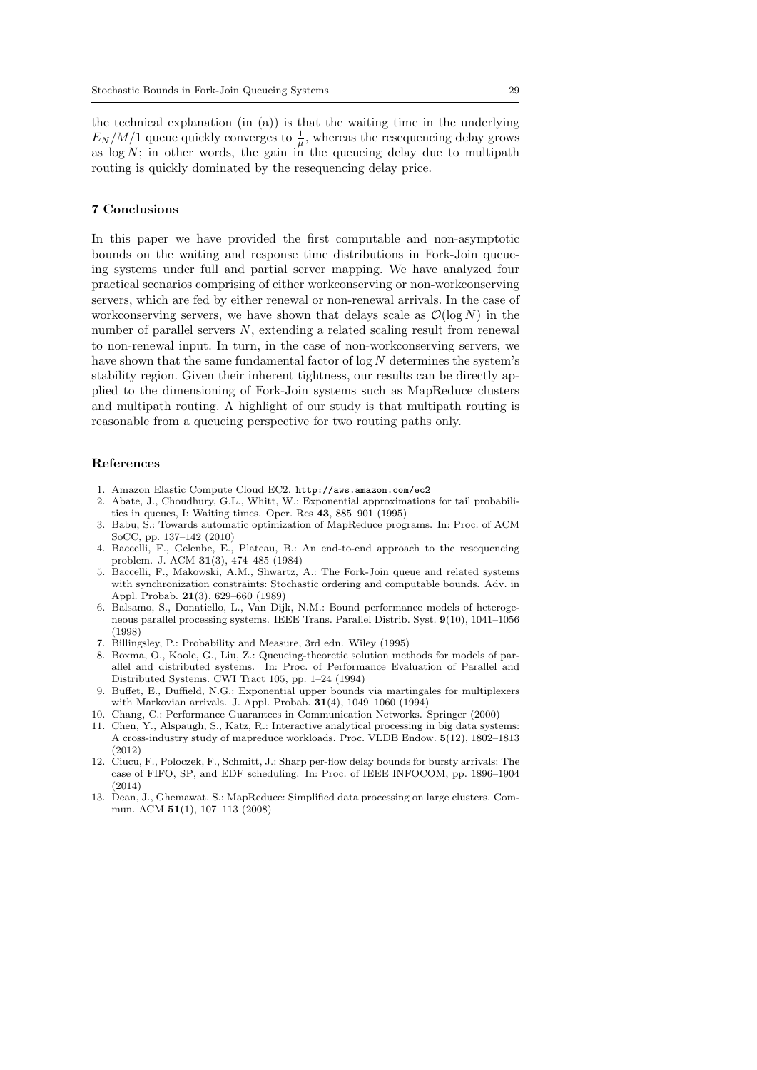the technical explanation (in (a)) is that the waiting time in the underlying $E_N/M/1$ queue quickly converges to $\frac{1}{\mu}$, whereas the resequencing delay grows as $\log N$; in other words, the gain in the queueing delay due to multipath routing is quickly dominated by the resequencing delay price.

## 7 Conclusions

In this paper we have provided the first computable and non-asymptotic bounds on the waiting and response time distributions in Fork-Join queueing systems under full and partial server mapping. We have analyzed four practical scenarios comprising of either workconserving or non-workconserving servers, which are fed by either renewal or non-renewal arrivals. In the case of workconserving servers, we have shown that delays scale as $\mathcal{O}(\log N)$ in the number of parallel servers $N$, extending a related scaling result from renewal to non-renewal input. In turn, in the case of non-workconserving servers, we have shown that the same fundamental factor of $\log N$ determines the system's stability region. Given their inherent tightness, our results can be directly applied to the dimensioning of Fork-Join systems such as MapReduce clusters and multipath routing. A highlight of our study is that multipath routing is reasonable from a queueing perspective for two routing paths only.

## References

1. Amazon Elastic Compute Cloud EC2. http://aws.amazon.com/ec2
2. Abate, J., Choudhury, G.L., Whitt, W.: Exponential approximations for tail probabilities in queues, I: Waiting times. Oper. Res **43**, 885–901 (1995)
3. Babu, S.: Towards automatic optimization of MapReduce programs. In: Proc. of ACM SoCC, pp. 137–142 (2010)
4. Baccelli, F., Gelenbe, E., Plateau, B.: An end-to-end approach to the resequencing problem. J. ACM **31**(3), 474–485 (1984)
5. Baccelli, F., Makowski, A.M., Shwartz, A.: The Fork-Join queue and related systems with synchronization constraints: Stochastic ordering and computable bounds. Adv. in Appl. Probab. **21**(3), 629–660 (1989)
6. Balsamo, S., Donatiello, L., Van Dijk, N.M.: Bound performance models of heterogeneous parallel processing systems. IEEE Trans. Parallel Distrib. Syst. **9**(10), 1041–1056 (1998)
7. Billingsley, P.: Probability and Measure, 3rd edn. Wiley (1995)
8. Boxma, O., Koole, G., Liu, Z.: Queueing-theoretic solution methods for models of parallel and distributed systems. In: Proc. of Performance Evaluation of Parallel and Distributed Systems. CWI Tract 105, pp. 1–24 (1994)
9. Buffet, E., Duffield, N.G.: Exponential upper bounds via martingales for multiplexers with Markovian arrivals. J. Appl. Probab. **31**(4), 1049–1060 (1994)
10. Chang, C.: Performance Guarantees in Communication Networks. Springer (2000)
11. Chen, Y., Alspaugh, S., Katz, R.: Interactive analytical processing in big data systems: A cross-industry study of mapreduce workloads. Proc. VLDB Endow. **5**(12), 1802–1813 (2012)
12. Ciucu, F., Poloczek, F., Schmitt, J.: Sharp per-flow delay bounds for bursty arrivals: The case of FIFO, SP, and EDF scheduling. In: Proc. of IEEE INFOCOM, pp. 1896–1904 (2014)
13. Dean, J., Ghemawat, S.: MapReduce: Simplified data processing on large clusters. Commun. ACM **51**(1), 107–113 (2008)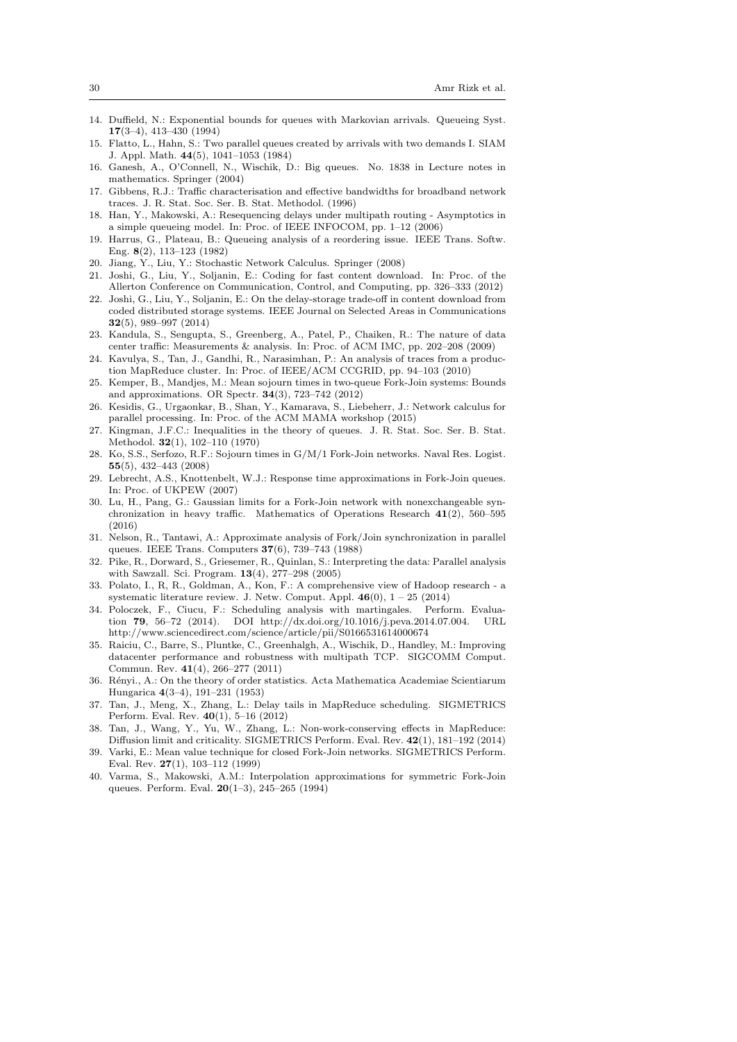14. Duffield, N.: Exponential bounds for queues with Markovian arrivals. Queueing Syst. **17**(3–4), 413–430 (1994)
15. Flatto, L., Hahn, S.: Two parallel queues created by arrivals with two demands I. SIAM J. Appl. Math. **44**(5), 1041–1053 (1984)
16. Ganesh, A., O'Connell, N., Wischik, D.: Big queues. No. 1838 in Lecture notes in mathematics. Springer (2004)
17. Gibbens, R.J.: Traffic characterisation and effective bandwidths for broadband network traces. J. R. Stat. Soc. Ser. B. Stat. Methodol. (1996)
18. Han, Y., Makowski, A.: Resequencing delays under multipath routing - Asymptotics in a simple queueing model. In: Proc. of IEEE INFOCOM, pp. 1–12 (2006)
19. Harrus, G., Plateau, B.: Queueing analysis of a reordering issue. IEEE Trans. Softw. Eng. **8**(2), 113–123 (1982)
20. Jiang, Y., Liu, Y.: Stochastic Network Calculus. Springer (2008)
21. Joshi, G., Liu, Y., Soljanin, E.: Coding for fast content download. In: Proc. of the Allerton Conference on Communication, Control, and Computing, pp. 326–333 (2012)
22. Joshi, G., Liu, Y., Soljanin, E.: On the delay-storage trade-off in content download from coded distributed storage systems. IEEE Journal on Selected Areas in Communications **32**(5), 989–997 (2014)
23. Kandula, S., Sengupta, S., Greenberg, A., Patel, P., Chaiken, R.: The nature of data center traffic: Measurements & analysis. In: Proc. of ACM IMC, pp. 202–208 (2009)
24. Kavulya, S., Tan, J., Gandhi, R., Narasimhan, P.: An analysis of traces from a production MapReduce cluster. In: Proc. of IEEE/ACM CCGRID, pp. 94–103 (2010)
25. Kemper, B., Mandjes, M.: Mean sojourn times in two-queue Fork-Join systems: Bounds and approximations. OR Spectr. **34**(3), 723–742 (2012)
26. Kesidis, G., Urgaonkar, B., Shan, Y., Kamarava, S., Liebeherr, J.: Network calculus for parallel processing. In: Proc. of the ACM MAMA workshop (2015)
27. Kingman, J.F.C.: Inequalities in the theory of queues. J. R. Stat. Soc. Ser. B. Stat. Methodol. **32**(1), 102–110 (1970)
28. Ko, S.S., Serfozo, R.F.: Sojourn times in G/M/1 Fork-Join networks. Naval Res. Logist. **55**(5), 432–443 (2008)
29. Lebrecht, A.S., Knottenbelt, W.J.: Response time approximations in Fork-Join queues. In: Proc. of UKPEW (2007)
30. Lu, H., Pang, G.: Gaussian limits for a Fork-Join network with nonexchangeable synchronization in heavy traffic. Mathematics of Operations Research **41**(2), 560–595 (2016)
31. Nelson, R., Tantawi, A.: Approximate analysis of Fork/Join synchronization in parallel queues. IEEE Trans. Computers **37**(6), 739–743 (1988)
32. Pike, R., Dorward, S., Griesemer, R., Quinlan, S.: Interpreting the data: Parallel analysis with Sawzall. Sci. Program. **13**(4), 277–298 (2005)
33. Polato, I., R, R., Goldman, A., Kon, F.: A comprehensive view of Hadoop research - a systematic literature review. J. Netw. Comput. Appl. **46**(0), 1 – 25 (2014)
34. Poloczek, F., Ciucu, F.: Scheduling analysis with martingales. Perform. Evaluation **79**, 56–72 (2014). DOI http://dx.doi.org/10.1016/j.peva.2014.07.004. URL http://www.sciencedirect.com/science/article/pii/S0166531614000674
35. Raiciu, C., Barre, S., Pluntke, C., Greenhalgh, A., Wischik, D., Handley, M.: Improving datacenter performance and robustness with multipath TCP. SIGCOMM Comput. Commun. Rev. **41**(4), 266–277 (2011)
36. Rényi., A.: On the theory of order statistics. Acta Mathematica Academiae Scientiarum Hungarica **4**(3–4), 191–231 (1953)
37. Tan, J., Meng, X., Zhang, L.: Delay tails in MapReduce scheduling. SIGMETRICS Perform. Eval. Rev. **40**(1), 5–16 (2012)
38. Tan, J., Wang, Y., Yu, W., Zhang, L.: Non-work-conserving effects in MapReduce: Diffusion limit and criticality. SIGMETRICS Perform. Eval. Rev. **42**(1), 181–192 (2014)
39. Varki, E.: Mean value technique for closed Fork-Join networks. SIGMETRICS Perform. Eval. Rev. **27**(1), 103–112 (1999)
40. Varma, S., Makowski, A.M.: Interpolation approximations for symmetric Fork-Join queues. Perform. Eval. **20**(1–3), 245–265 (1994)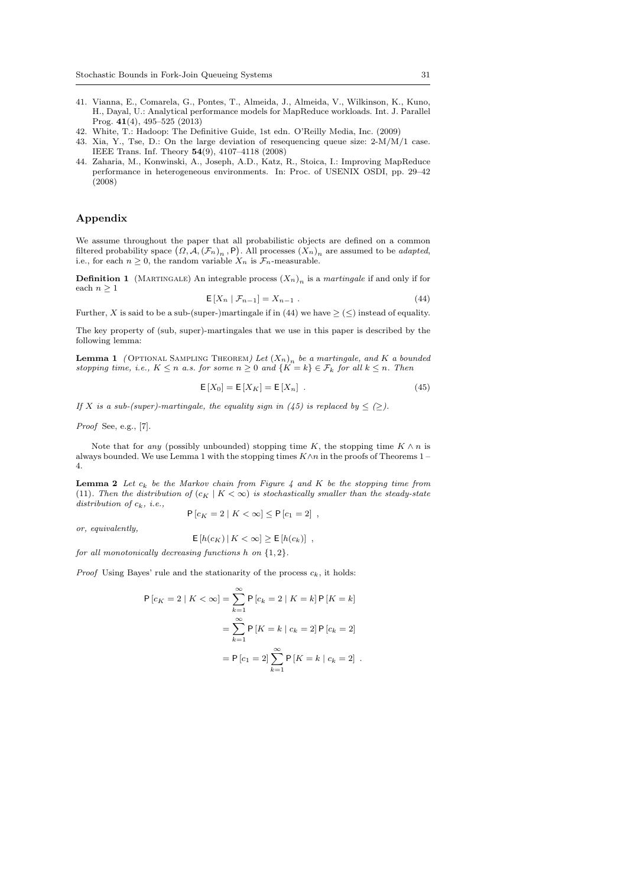41. Vianna, E., Comarela, G., Pontes, T., Almeida, J., Almeida, V., Wilkinson, K., Kuno, H., Dayal, U.: Analytical performance models for MapReduce workloads. Int. J. Parallel Prog. **41**(4), 495–525 (2013)
42. White, T.: Hadoop: The Definitive Guide, 1st edn. O'Reilly Media, Inc. (2009)
43. Xia, Y., Tse, D.: On the large deviation of resequencing queue size: 2-M/M/1 case. IEEE Trans. Inf. Theory **54**(9), 4107–4118 (2008)
44. Zaharia, M., Konwinski, A., Joseph, A.D., Katz, R., Stoica, I.: Improving MapReduce performance in heterogeneous environments. In: Proc. of USENIX OSDI, pp. 29–42 (2008)

## Appendix

We assume throughout the paper that all probabilistic objects are defined on a common filtered probability space $\left(\Omega, \mathcal{A}, (\mathcal{F}_n)_n, \mathsf{P}\right)$. All processes $(X_n)_n$ are assumed to be *adapted*, i.e., for each $n \geq 0$, the random variable $X_n$ is $\mathcal{F}_n$-measurable.

**Definition 1** (Martingale) An integrable process $(X_n)_n$ is a *martingale* if and only if for each $n \geq 1$

$$\mathsf{E}\left[X_n \mid \mathcal{F}_{n-1}\right] = X_{n-1} \ . \tag{44}$$

Further, $X$ is said to be a sub-(super-)martingale if in (44) we have $\geq$ ($\leq$) instead of equality.

The key property of (sub, super)-martingales that we use in this paper is described by the following lemma:

**Lemma 1** *(*Optional Sampling Theorem*) Let $(X_n)_n$ be a martingale, and $K$ a bounded stopping time, i.e., $K \leq n$ a.s. for some $n \geq 0$ and $\{K = k\} \in \mathcal{F}_k$ for all $k \leq n$. Then*

$$\mathsf{E}\left[X_0\right] = \mathsf{E}\left[X_K\right] = \mathsf{E}\left[X_n\right] \ . \tag{45}$$

*If $X$ is a sub-(super)-martingale, the equality sign in (45) is replaced by $\leq$ ($\geq$).*

*Proof* See, e.g., [7].

Note that for *any* (possibly unbounded) stopping time $K$, the stopping time $K \wedge n$ is always bounded. We use Lemma 1 with the stopping times $K \wedge n$ in the proofs of Theorems 1 – 4.

**Lemma 2** *Let $c_k$ be the Markov chain from Figure 4 and $K$ be the stopping time from* (11)*. Then the distribution of $(c_K \mid K < \infty)$ is stochastically smaller than the steady-state distribution of $c_k$, i.e.,*

$$\mathsf{P}\left[c_K = 2 \mid K < \infty\right] \leq \mathsf{P}\left[c_1 = 2\right] \ ,$$

*or, equivalently,*

$$\mathsf{E}\left[h(c_K) \mid K < \infty\right] \geq \mathsf{E}\left[h(c_k)\right] \ ,$$

*for all monotonically decreasing functions $h$ on $\{1, 2\}$.*

*Proof* Using Bayes' rule and the stationarity of the process $c_k$, it holds:

$$\begin{aligned}
\mathsf{P}\left[c_K = 2 \mid K < \infty\right] &= \sum_{k=1}^{\infty} \mathsf{P}\left[c_k = 2 \mid K = k\right] \mathsf{P}\left[K = k\right] \\
&= \sum_{k=1}^{\infty} \mathsf{P}\left[K = k \mid c_k = 2\right] \mathsf{P}\left[c_k = 2\right] \\
&= \mathsf{P}\left[c_1 = 2\right] \sum_{k=1}^{\infty} \mathsf{P}\left[K = k \mid c_k = 2\right] \ .
\end{aligned}$$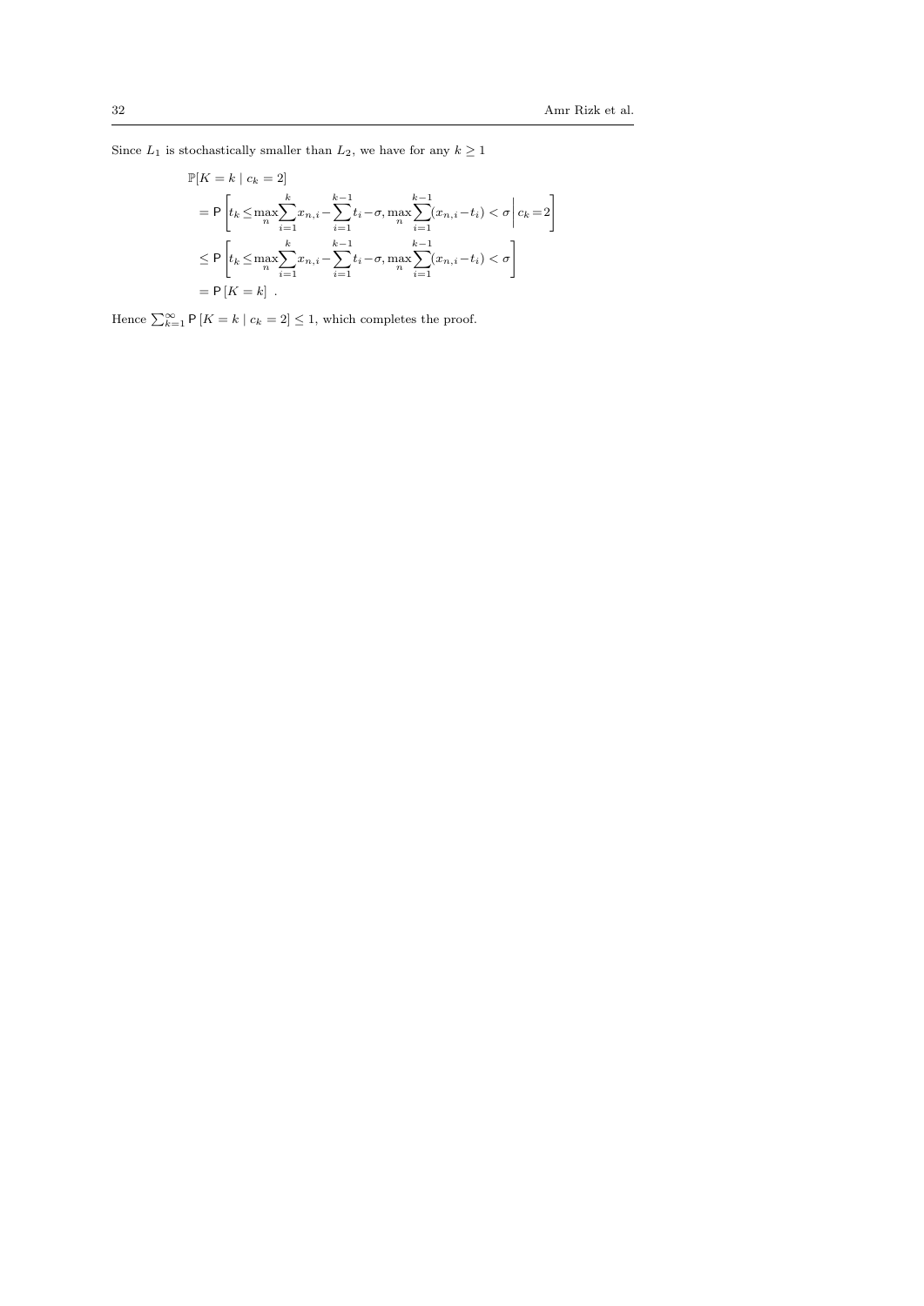Since $L_1$ is stochastically smaller than $L_2$, we have for any $k \geq 1$

$$
\begin{aligned}
&\mathbb{P}[K = k \mid c_k = 2] \\
&= \mathsf{P}\left[ t_k \leq \max_n \sum_{i=1}^{k} x_{n,i} - \sum_{i=1}^{k-1} t_i - \sigma, \max_n \sum_{i=1}^{k-1} (x_{n,i} - t_i) < \sigma \,\middle|\, c_k = 2 \right] \\
&\leq \mathsf{P}\left[ t_k \leq \max_n \sum_{i=1}^{k} x_{n,i} - \sum_{i=1}^{k-1} t_i - \sigma, \max_n \sum_{i=1}^{k-1} (x_{n,i} - t_i) < \sigma \right] \\
&= \mathsf{P}\left[ K = k \right] \; .
\end{aligned}
$$

Hence $\sum_{k=1}^{\infty} \mathsf{P}\left[ K = k \mid c_k = 2 \right] \leq 1$, which completes the proof.